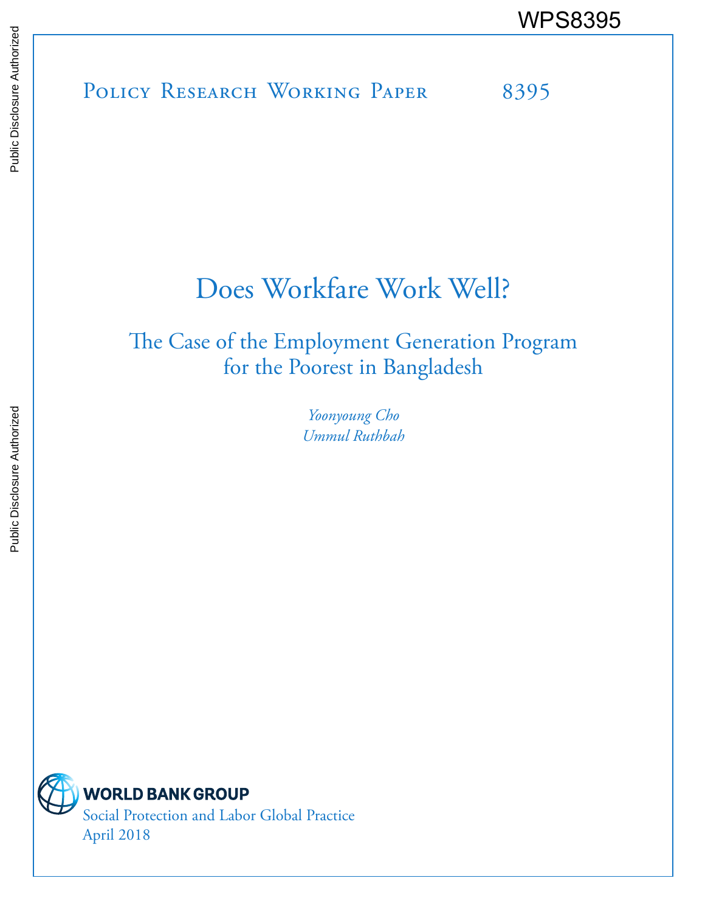WPS8395

Policy Research Working Paper 8395

# Does Workfare Work Well?

## The Case of the Employment Generation Program for the Poorest in Bangladesh

*Yoonyoung Cho*
*Ummul Ruthbah*

WORLD BANK GROUP
Social Protection and Labor Global Practice
April 2018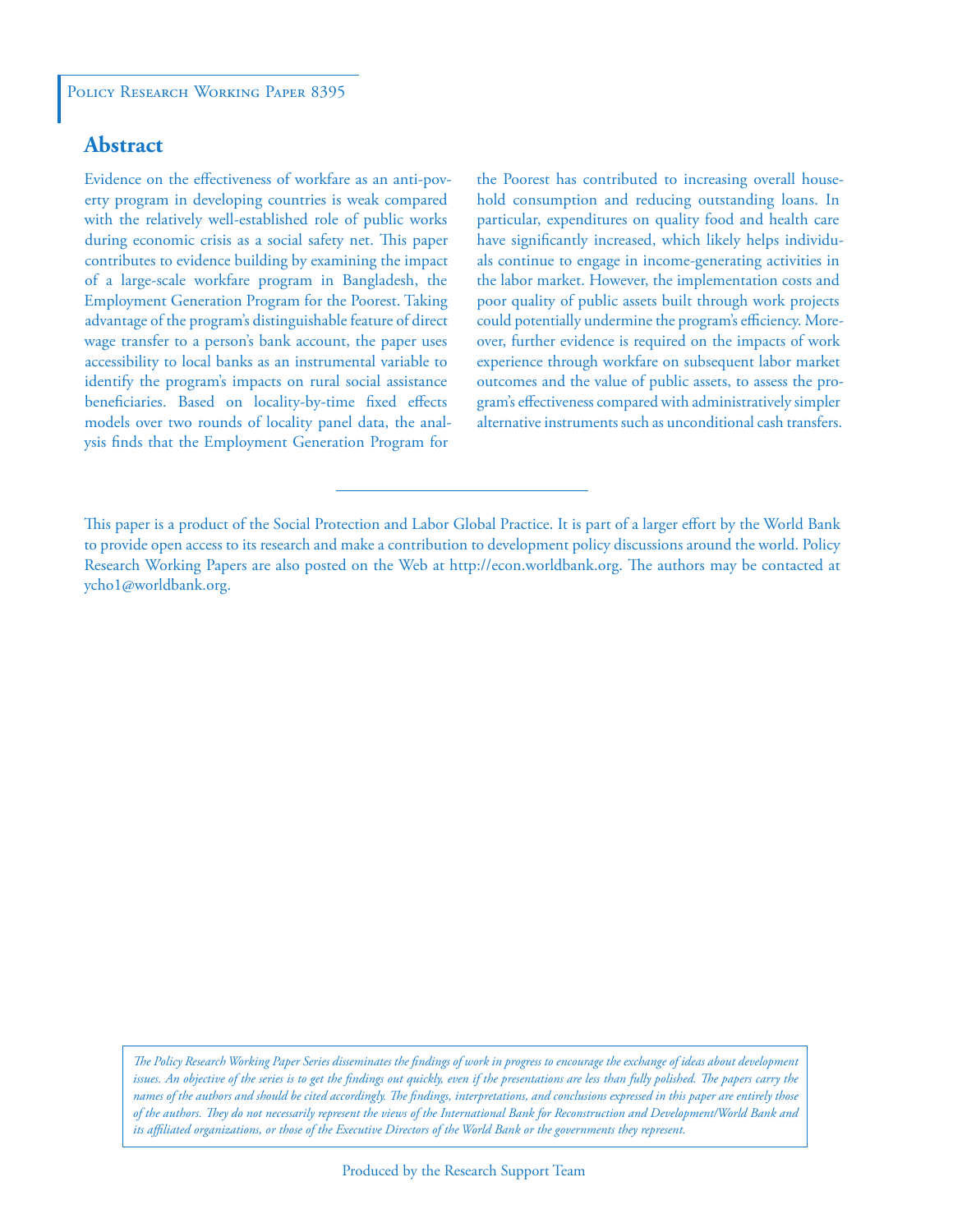Policy Research Working Paper 8395

## Abstract

Evidence on the effectiveness of workfare as an anti-poverty program in developing countries is weak compared with the relatively well-established role of public works during economic crisis as a social safety net. This paper contributes to evidence building by examining the impact of a large-scale workfare program in Bangladesh, the Employment Generation Program for the Poorest. Taking advantage of the program's distinguishable feature of direct wage transfer to a person's bank account, the paper uses accessibility to local banks as an instrumental variable to identify the program's impacts on rural social assistance beneficiaries. Based on locality-by-time fixed effects models over two rounds of locality panel data, the analysis finds that the Employment Generation Program for the Poorest has contributed to increasing overall household consumption and reducing outstanding loans. In particular, expenditures on quality food and health care have significantly increased, which likely helps individuals continue to engage in income-generating activities in the labor market. However, the implementation costs and poor quality of public assets built through work projects could potentially undermine the program's efficiency. Moreover, further evidence is required on the impacts of work experience through workfare on subsequent labor market outcomes and the value of public assets, to assess the program's effectiveness compared with administratively simpler alternative instruments such as unconditional cash transfers.

This paper is a product of the Social Protection and Labor Global Practice. It is part of a larger effort by the World Bank to provide open access to its research and make a contribution to development policy discussions around the world. Policy Research Working Papers are also posted on the Web at http://econ.worldbank.org. The authors may be contacted at ycho1@worldbank.org.

*The Policy Research Working Paper Series disseminates the findings of work in progress to encourage the exchange of ideas about development issues. An objective of the series is to get the findings out quickly, even if the presentations are less than fully polished. The papers carry the names of the authors and should be cited accordingly. The findings, interpretations, and conclusions expressed in this paper are entirely those of the authors. They do not necessarily represent the views of the International Bank for Reconstruction and Development/World Bank and its affiliated organizations, or those of the Executive Directors of the World Bank or the governments they represent.*

Produced by the Research Support Team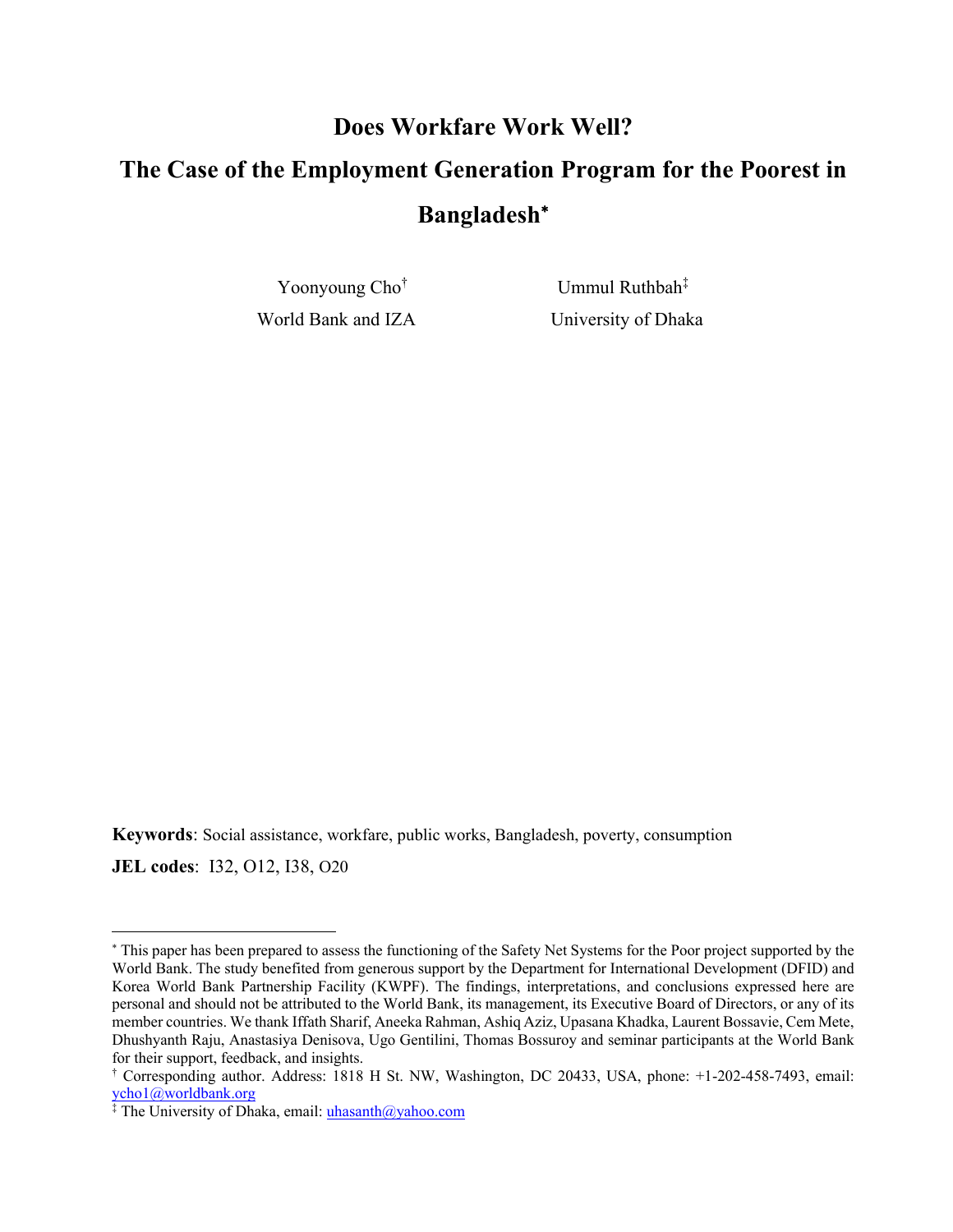# Does Workfare Work Well?

# The Case of the Employment Generation Program for the Poorest in Bangladesh[*]

Yoonyoung Cho[†]
World Bank and IZA

Ummul Ruthbah[‡]
University of Dhaka

**Keywords**: Social assistance, workfare, public works, Bangladesh, poverty, consumption

**JEL codes**: I32, O12, I38, O20

---

[*] This paper has been prepared to assess the functioning of the Safety Net Systems for the Poor project supported by the World Bank. The study benefited from generous support by the Department for International Development (DFID) and Korea World Bank Partnership Facility (KWPF). The findings, interpretations, and conclusions expressed here are personal and should not be attributed to the World Bank, its management, its Executive Board of Directors, or any of its member countries. We thank Iffath Sharif, Aneeka Rahman, Ashiq Aziz, Upasana Khadka, Laurent Bossavie, Cem Mete, Dhushyanth Raju, Anastasiya Denisova, Ugo Gentilini, Thomas Bossuroy and seminar participants at the World Bank for their support, feedback, and insights.

[†] Corresponding author. Address: 1818 H St. NW, Washington, DC 20433, USA, phone: +1-202-458-7493, email: ycho1@worldbank.org

[‡] The University of Dhaka, email: uhasanth@yahoo.com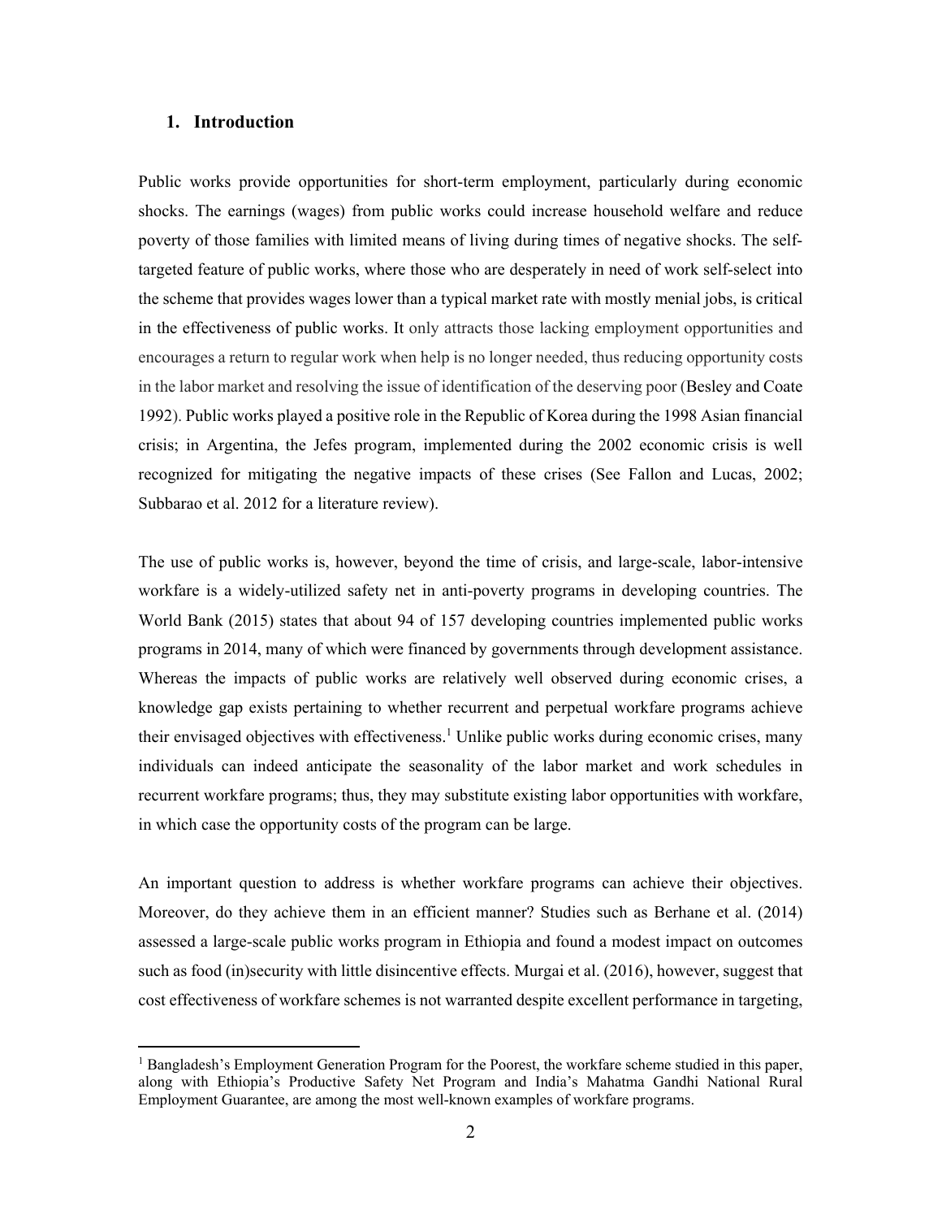## 1. Introduction

Public works provide opportunities for short-term employment, particularly during economic shocks. The earnings (wages) from public works could increase household welfare and reduce poverty of those families with limited means of living during times of negative shocks. The self-targeted feature of public works, where those who are desperately in need of work self-select into the scheme that provides wages lower than a typical market rate with mostly menial jobs, is critical in the effectiveness of public works. It only attracts those lacking employment opportunities and encourages a return to regular work when help is no longer needed, thus reducing opportunity costs in the labor market and resolving the issue of identification of the deserving poor (Besley and Coate 1992). Public works played a positive role in the Republic of Korea during the 1998 Asian financial crisis; in Argentina, the Jefes program, implemented during the 2002 economic crisis is well recognized for mitigating the negative impacts of these crises (See Fallon and Lucas, 2002; Subbarao et al. 2012 for a literature review).

The use of public works is, however, beyond the time of crisis, and large-scale, labor-intensive workfare is a widely-utilized safety net in anti-poverty programs in developing countries. The World Bank (2015) states that about 94 of 157 developing countries implemented public works programs in 2014, many of which were financed by governments through development assistance. Whereas the impacts of public works are relatively well observed during economic crises, a knowledge gap exists pertaining to whether recurrent and perpetual workfare programs achieve their envisaged objectives with effectiveness.[1] Unlike public works during economic crises, many individuals can indeed anticipate the seasonality of the labor market and work schedules in recurrent workfare programs; thus, they may substitute existing labor opportunities with workfare, in which case the opportunity costs of the program can be large.

An important question to address is whether workfare programs can achieve their objectives. Moreover, do they achieve them in an efficient manner? Studies such as Berhane et al. (2014) assessed a large-scale public works program in Ethiopia and found a modest impact on outcomes such as food (in)security with little disincentive effects. Murgai et al. (2016), however, suggest that cost effectiveness of workfare schemes is not warranted despite excellent performance in targeting,

[1] Bangladesh's Employment Generation Program for the Poorest, the workfare scheme studied in this paper, along with Ethiopia's Productive Safety Net Program and India's Mahatma Gandhi National Rural Employment Guarantee, are among the most well-known examples of workfare programs.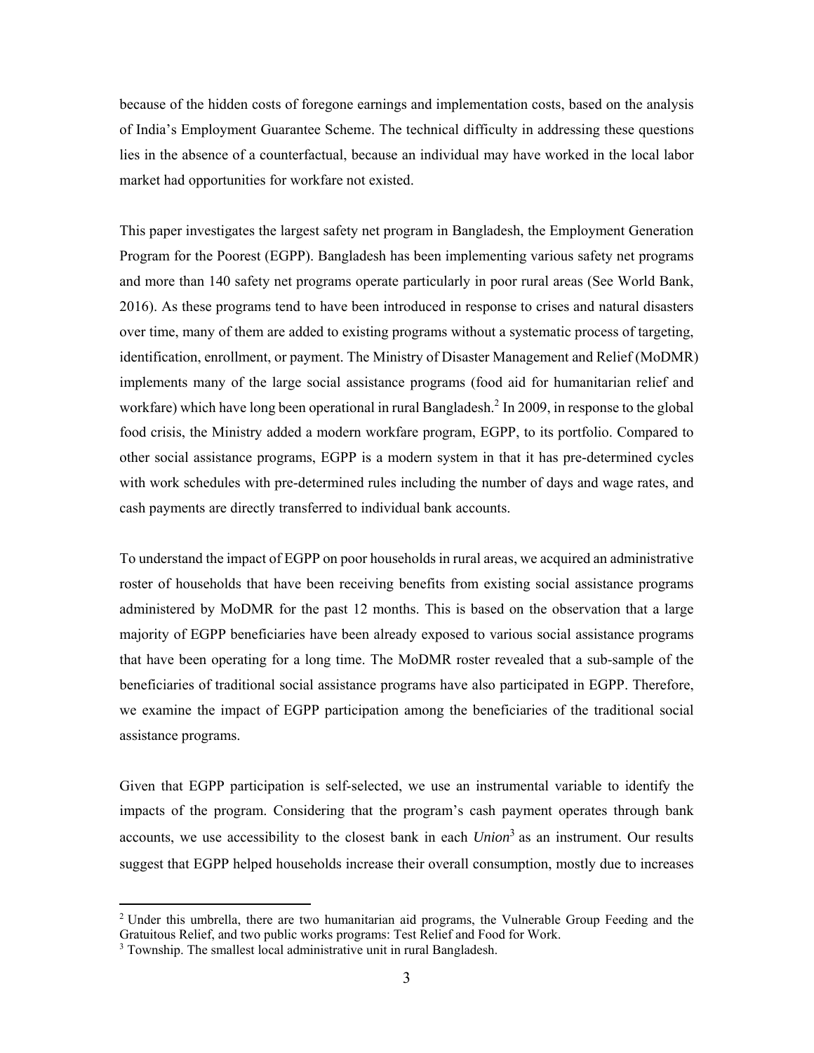because of the hidden costs of foregone earnings and implementation costs, based on the analysis of India's Employment Guarantee Scheme. The technical difficulty in addressing these questions lies in the absence of a counterfactual, because an individual may have worked in the local labor market had opportunities for workfare not existed.

This paper investigates the largest safety net program in Bangladesh, the Employment Generation Program for the Poorest (EGPP). Bangladesh has been implementing various safety net programs and more than 140 safety net programs operate particularly in poor rural areas (See World Bank, 2016). As these programs tend to have been introduced in response to crises and natural disasters over time, many of them are added to existing programs without a systematic process of targeting, identification, enrollment, or payment. The Ministry of Disaster Management and Relief (MoDMR) implements many of the large social assistance programs (food aid for humanitarian relief and workfare) which have long been operational in rural Bangladesh.[2] In 2009, in response to the global food crisis, the Ministry added a modern workfare program, EGPP, to its portfolio. Compared to other social assistance programs, EGPP is a modern system in that it has pre-determined cycles with work schedules with pre-determined rules including the number of days and wage rates, and cash payments are directly transferred to individual bank accounts.

To understand the impact of EGPP on poor households in rural areas, we acquired an administrative roster of households that have been receiving benefits from existing social assistance programs administered by MoDMR for the past 12 months. This is based on the observation that a large majority of EGPP beneficiaries have been already exposed to various social assistance programs that have been operating for a long time. The MoDMR roster revealed that a sub-sample of the beneficiaries of traditional social assistance programs have also participated in EGPP. Therefore, we examine the impact of EGPP participation among the beneficiaries of the traditional social assistance programs.

Given that EGPP participation is self-selected, we use an instrumental variable to identify the impacts of the program. Considering that the program's cash payment operates through bank accounts, we use accessibility to the closest bank in each *Union*[3] as an instrument. Our results suggest that EGPP helped households increase their overall consumption, mostly due to increases

---

[2] Under this umbrella, there are two humanitarian aid programs, the Vulnerable Group Feeding and the Gratuitous Relief, and two public works programs: Test Relief and Food for Work.

[3] Township. The smallest local administrative unit in rural Bangladesh.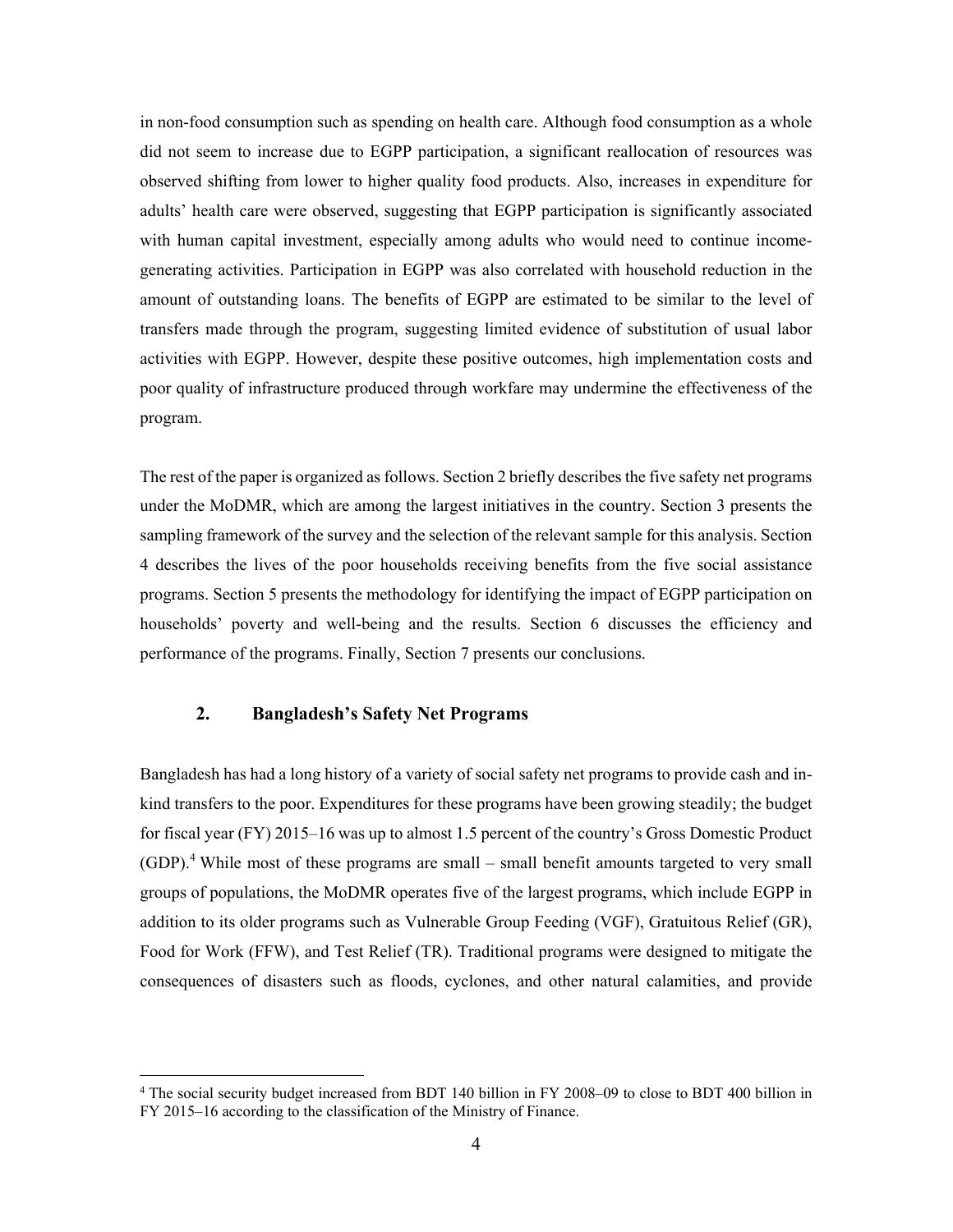in non-food consumption such as spending on health care. Although food consumption as a whole did not seem to increase due to EGPP participation, a significant reallocation of resources was observed shifting from lower to higher quality food products. Also, increases in expenditure for adults' health care were observed, suggesting that EGPP participation is significantly associated with human capital investment, especially among adults who would need to continue income-generating activities. Participation in EGPP was also correlated with household reduction in the amount of outstanding loans. The benefits of EGPP are estimated to be similar to the level of transfers made through the program, suggesting limited evidence of substitution of usual labor activities with EGPP. However, despite these positive outcomes, high implementation costs and poor quality of infrastructure produced through workfare may undermine the effectiveness of the program.

The rest of the paper is organized as follows. Section 2 briefly describes the five safety net programs under the MoDMR, which are among the largest initiatives in the country. Section 3 presents the sampling framework of the survey and the selection of the relevant sample for this analysis. Section 4 describes the lives of the poor households receiving benefits from the five social assistance programs. Section 5 presents the methodology for identifying the impact of EGPP participation on households' poverty and well-being and the results. Section 6 discusses the efficiency and performance of the programs. Finally, Section 7 presents our conclusions.

## 2. Bangladesh's Safety Net Programs

Bangladesh has had a long history of a variety of social safety net programs to provide cash and in-kind transfers to the poor. Expenditures for these programs have been growing steadily; the budget for fiscal year (FY) 2015–16 was up to almost 1.5 percent of the country's Gross Domestic Product (GDP).[4] While most of these programs are small – small benefit amounts targeted to very small groups of populations, the MoDMR operates five of the largest programs, which include EGPP in addition to its older programs such as Vulnerable Group Feeding (VGF), Gratuitous Relief (GR), Food for Work (FFW), and Test Relief (TR). Traditional programs were designed to mitigate the consequences of disasters such as floods, cyclones, and other natural calamities, and provide

[4] The social security budget increased from BDT 140 billion in FY 2008–09 to close to BDT 400 billion in FY 2015–16 according to the classification of the Ministry of Finance.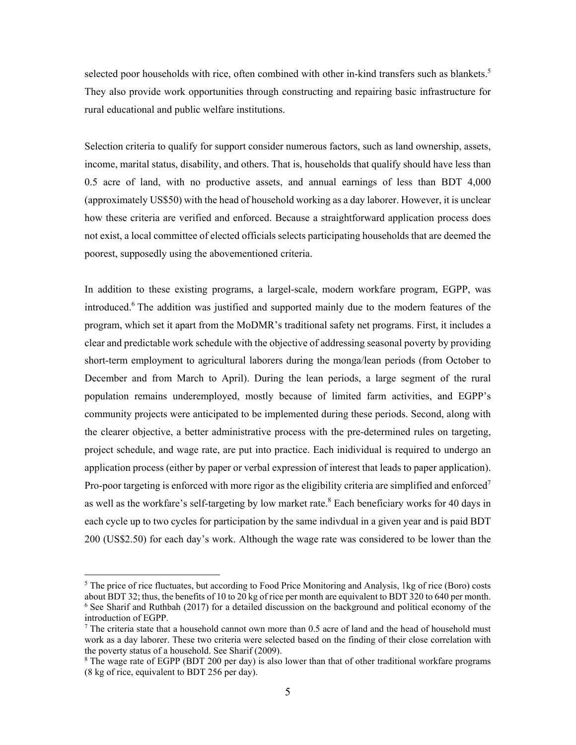selected poor households with rice, often combined with other in-kind transfers such as blankets.[5] They also provide work opportunities through constructing and repairing basic infrastructure for rural educational and public welfare institutions.

Selection criteria to qualify for support consider numerous factors, such as land ownership, assets, income, marital status, disability, and others. That is, households that qualify should have less than 0.5 acre of land, with no productive assets, and annual earnings of less than BDT 4,000 (approximately US$50) with the head of household working as a day laborer. However, it is unclear how these criteria are verified and enforced. Because a straightforward application process does not exist, a local committee of elected officials selects participating households that are deemed the poorest, supposedly using the abovementioned criteria.

In addition to these existing programs, a largel-scale, modern workfare program, EGPP, was introduced.[6] The addition was justified and supported mainly due to the modern features of the program, which set it apart from the MoDMR's traditional safety net programs. First, it includes a clear and predictable work schedule with the objective of addressing seasonal poverty by providing short-term employment to agricultural laborers during the monga/lean periods (from October to December and from March to April). During the lean periods, a large segment of the rural population remains underemployed, mostly because of limited farm activities, and EGPP's community projects were anticipated to be implemented during these periods. Second, along with the clearer objective, a better administrative process with the pre-determined rules on targeting, project schedule, and wage rate, are put into practice. Each inidividual is required to undergo an application process (either by paper or verbal expression of interest that leads to paper application). Pro-poor targeting is enforced with more rigor as the eligibility criteria are simplified and enforced[7] as well as the workfare's self-targeting by low market rate.[8] Each beneficiary works for 40 days in each cycle up to two cycles for participation by the same indivdual in a given year and is paid BDT 200 (US$2.50) for each day's work. Although the wage rate was considered to be lower than the

---

[5] The price of rice fluctuates, but according to Food Price Monitoring and Analysis, 1kg of rice (Boro) costs about BDT 32; thus, the benefits of 10 to 20 kg of rice per month are equivalent to BDT 320 to 640 per month.

[6] See Sharif and Ruthbah (2017) for a detailed discussion on the background and political economy of the introduction of EGPP.

[7] The criteria state that a household cannot own more than 0.5 acre of land and the head of household must work as a day laborer. These two criteria were selected based on the finding of their close correlation with the poverty status of a household. See Sharif (2009).

[8] The wage rate of EGPP (BDT 200 per day) is also lower than that of other traditional workfare programs (8 kg of rice, equivalent to BDT 256 per day).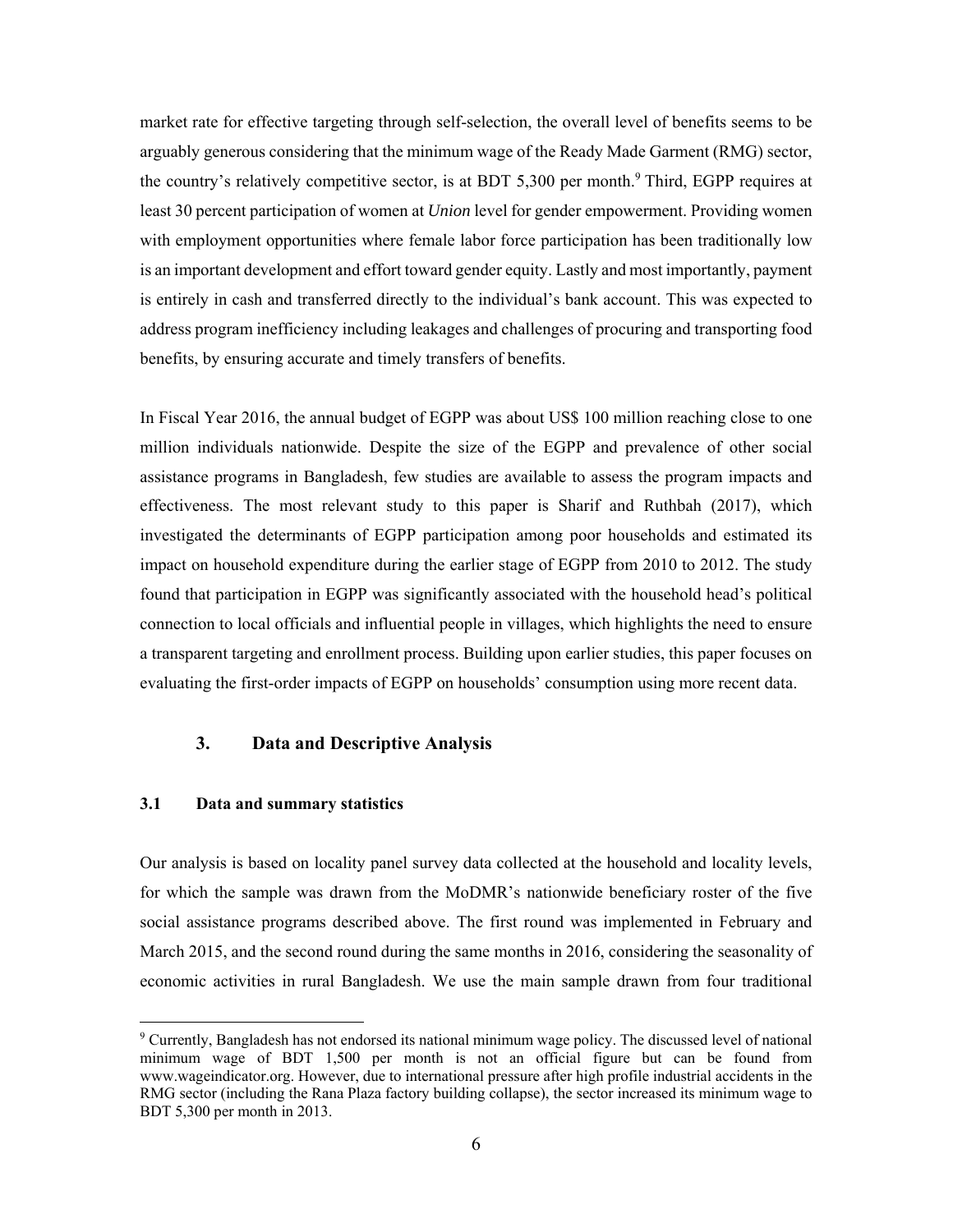market rate for effective targeting through self-selection, the overall level of benefits seems to be arguably generous considering that the minimum wage of the Ready Made Garment (RMG) sector, the country's relatively competitive sector, is at BDT 5,300 per month.[9] Third, EGPP requires at least 30 percent participation of women at *Union* level for gender empowerment. Providing women with employment opportunities where female labor force participation has been traditionally low is an important development and effort toward gender equity. Lastly and most importantly, payment is entirely in cash and transferred directly to the individual's bank account. This was expected to address program inefficiency including leakages and challenges of procuring and transporting food benefits, by ensuring accurate and timely transfers of benefits.

In Fiscal Year 2016, the annual budget of EGPP was about US$ 100 million reaching close to one million individuals nationwide. Despite the size of the EGPP and prevalence of other social assistance programs in Bangladesh, few studies are available to assess the program impacts and effectiveness. The most relevant study to this paper is Sharif and Ruthbah (2017), which investigated the determinants of EGPP participation among poor households and estimated its impact on household expenditure during the earlier stage of EGPP from 2010 to 2012. The study found that participation in EGPP was significantly associated with the household head's political connection to local officials and influential people in villages, which highlights the need to ensure a transparent targeting and enrollment process. Building upon earlier studies, this paper focuses on evaluating the first-order impacts of EGPP on households' consumption using more recent data.

## 3. Data and Descriptive Analysis

### 3.1 Data and summary statistics

Our analysis is based on locality panel survey data collected at the household and locality levels, for which the sample was drawn from the MoDMR's nationwide beneficiary roster of the five social assistance programs described above. The first round was implemented in February and March 2015, and the second round during the same months in 2016, considering the seasonality of economic activities in rural Bangladesh. We use the main sample drawn from four traditional

---

[9] Currently, Bangladesh has not endorsed its national minimum wage policy. The discussed level of national minimum wage of BDT 1,500 per month is not an official figure but can be found from www.wageindicator.org. However, due to international pressure after high profile industrial accidents in the RMG sector (including the Rana Plaza factory building collapse), the sector increased its minimum wage to BDT 5,300 per month in 2013.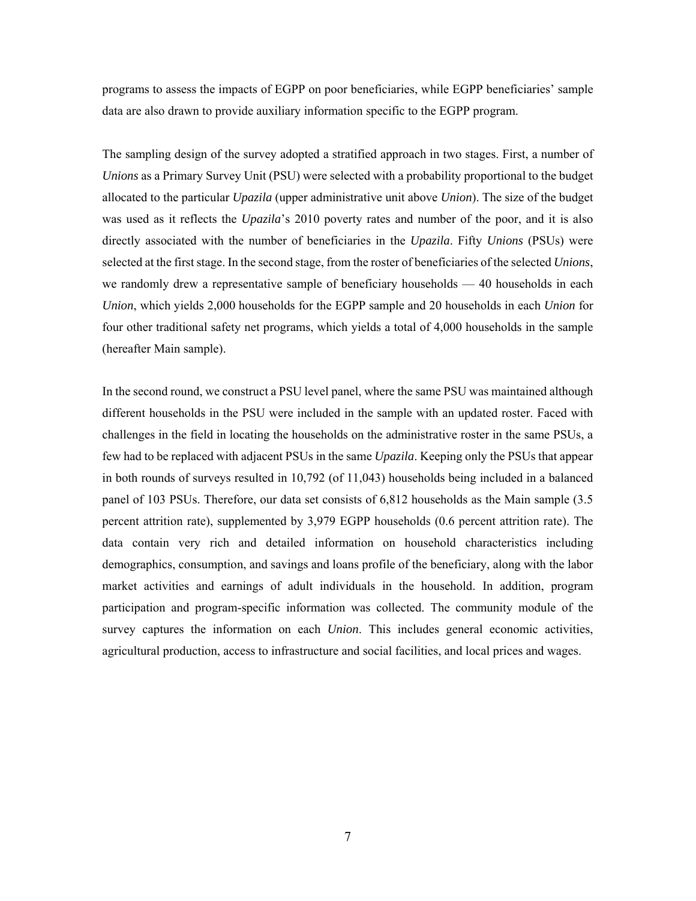programs to assess the impacts of EGPP on poor beneficiaries, while EGPP beneficiaries' sample data are also drawn to provide auxiliary information specific to the EGPP program.

The sampling design of the survey adopted a stratified approach in two stages. First, a number of *Unions* as a Primary Survey Unit (PSU) were selected with a probability proportional to the budget allocated to the particular *Upazila* (upper administrative unit above *Union*). The size of the budget was used as it reflects the *Upazila*'s 2010 poverty rates and number of the poor, and it is also directly associated with the number of beneficiaries in the *Upazila*. Fifty *Unions* (PSUs) were selected at the first stage. In the second stage, from the roster of beneficiaries of the selected *Unions*, we randomly drew a representative sample of beneficiary households — 40 households in each *Union*, which yields 2,000 households for the EGPP sample and 20 households in each *Union* for four other traditional safety net programs, which yields a total of 4,000 households in the sample (hereafter Main sample).

In the second round, we construct a PSU level panel, where the same PSU was maintained although different households in the PSU were included in the sample with an updated roster. Faced with challenges in the field in locating the households on the administrative roster in the same PSUs, a few had to be replaced with adjacent PSUs in the same *Upazila*. Keeping only the PSUs that appear in both rounds of surveys resulted in 10,792 (of 11,043) households being included in a balanced panel of 103 PSUs. Therefore, our data set consists of 6,812 households as the Main sample (3.5 percent attrition rate), supplemented by 3,979 EGPP households (0.6 percent attrition rate). The data contain very rich and detailed information on household characteristics including demographics, consumption, and savings and loans profile of the beneficiary, along with the labor market activities and earnings of adult individuals in the household. In addition, program participation and program-specific information was collected. The community module of the survey captures the information on each *Union*. This includes general economic activities, agricultural production, access to infrastructure and social facilities, and local prices and wages.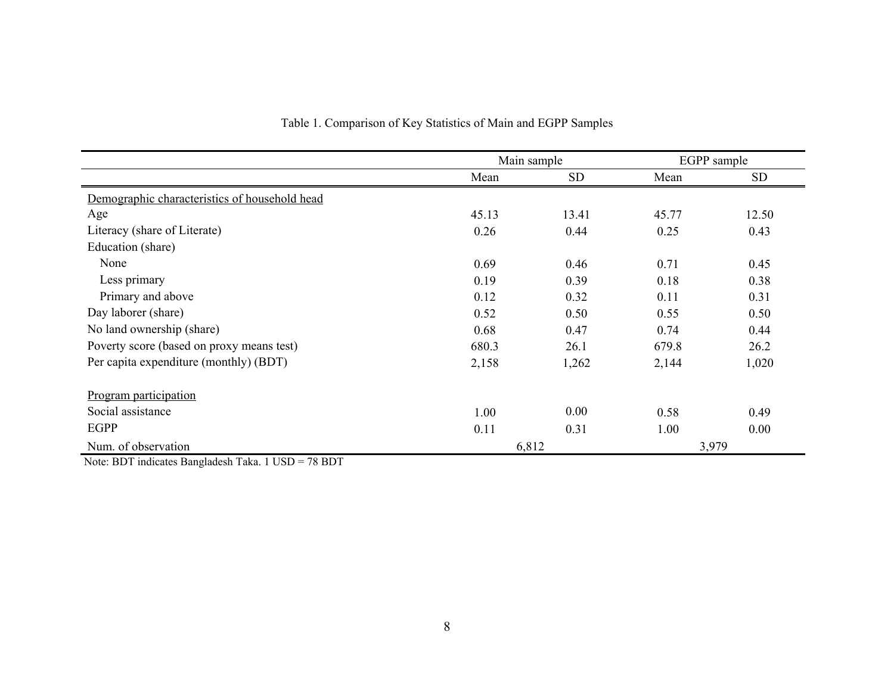Table 1. Comparison of Key Statistics of Main and EGPP Samples

| | Main sample | | EGPP sample | |
|---|---|---|---|---|
| | Mean | SD | Mean | SD |
| Demographic characteristics of household head | | | | |
| Age | 45.13 | 13.41 | 45.77 | 12.50 |
| Literacy (share of Literate) | 0.26 | 0.44 | 0.25 | 0.43 |
| Education (share) | | | | |
| None | 0.69 | 0.46 | 0.71 | 0.45 |
| Less primary | 0.19 | 0.39 | 0.18 | 0.38 |
| Primary and above | 0.12 | 0.32 | 0.11 | 0.31 |
| Day laborer (share) | 0.52 | 0.50 | 0.55 | 0.50 |
| No land ownership (share) | 0.68 | 0.47 | 0.74 | 0.44 |
| Poverty score (based on proxy means test) | 680.3 | 26.1 | 679.8 | 26.2 |
| Per capita expenditure (monthly) (BDT) | 2,158 | 1,262 | 2,144 | 1,020 |
| Program participation | | | | |
| Social assistance | 1.00 | 0.00 | 0.58 | 0.49 |
| EGPP | 0.11 | 0.31 | 1.00 | 0.00 |
| Num. of observation | 6,812 | | 3,979 | |

Note: BDT indicates Bangladesh Taka. 1 USD = 78 BDT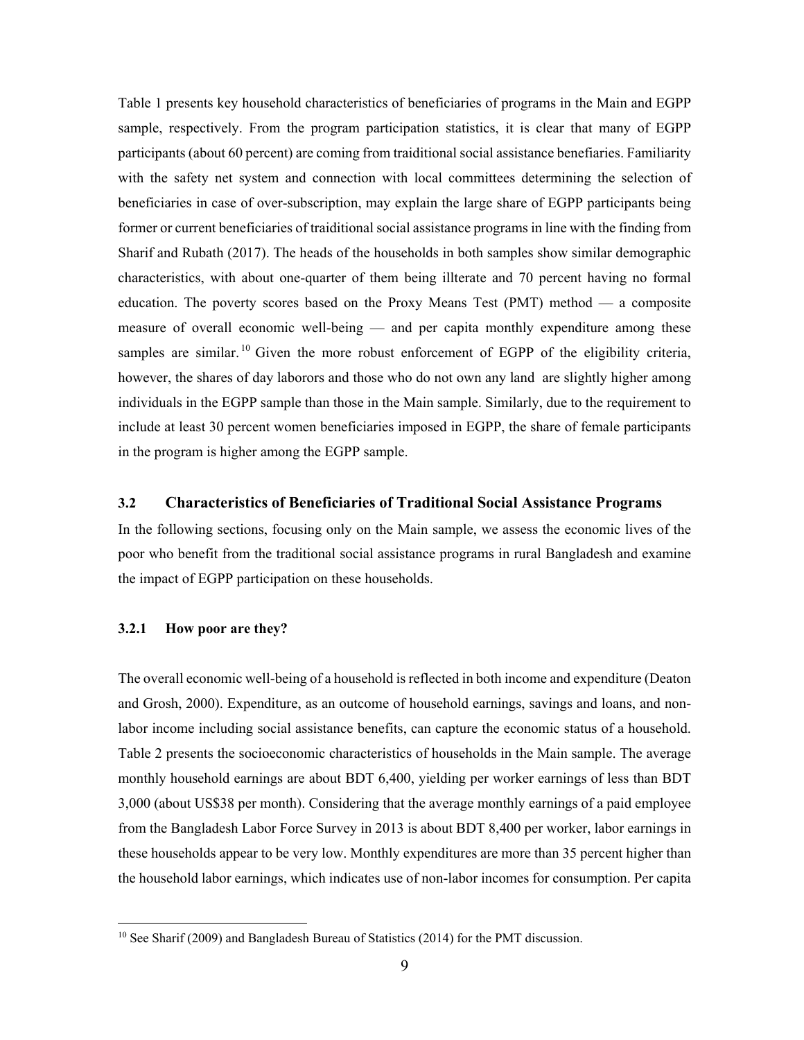Table 1 presents key household characteristics of beneficiaries of programs in the Main and EGPP sample, respectively. From the program participation statistics, it is clear that many of EGPP participants (about 60 percent) are coming from traiditional social assistance benefiaries. Familiarity with the safety net system and connection with local committees determining the selection of beneficiaries in case of over-subscription, may explain the large share of EGPP participants being former or current beneficiaries of traiditional social assistance programs in line with the finding from Sharif and Rubath (2017). The heads of the households in both samples show similar demographic characteristics, with about one-quarter of them being illterate and 70 percent having no formal education. The poverty scores based on the Proxy Means Test (PMT) method — a composite measure of overall economic well-being — and per capita monthly expenditure among these samples are similar.[10] Given the more robust enforcement of EGPP of the eligibility criteria, however, the shares of day laborors and those who do not own any land are slightly higher among individuals in the EGPP sample than those in the Main sample. Similarly, due to the requirement to include at least 30 percent women beneficiaries imposed in EGPP, the share of female participants in the program is higher among the EGPP sample.

### 3.2 Characteristics of Beneficiaries of Traditional Social Assistance Programs

In the following sections, focusing only on the Main sample, we assess the economic lives of the poor who benefit from the traditional social assistance programs in rural Bangladesh and examine the impact of EGPP participation on these households.

#### 3.2.1 How poor are they?

The overall economic well-being of a household is reflected in both income and expenditure (Deaton and Grosh, 2000). Expenditure, as an outcome of household earnings, savings and loans, and non-labor income including social assistance benefits, can capture the economic status of a household. Table 2 presents the socioeconomic characteristics of households in the Main sample. The average monthly household earnings are about BDT 6,400, yielding per worker earnings of less than BDT 3,000 (about US$38 per month). Considering that the average monthly earnings of a paid employee from the Bangladesh Labor Force Survey in 2013 is about BDT 8,400 per worker, labor earnings in these households appear to be very low. Monthly expenditures are more than 35 percent higher than the household labor earnings, which indicates use of non-labor incomes for consumption. Per capita

[10] See Sharif (2009) and Bangladesh Bureau of Statistics (2014) for the PMT discussion.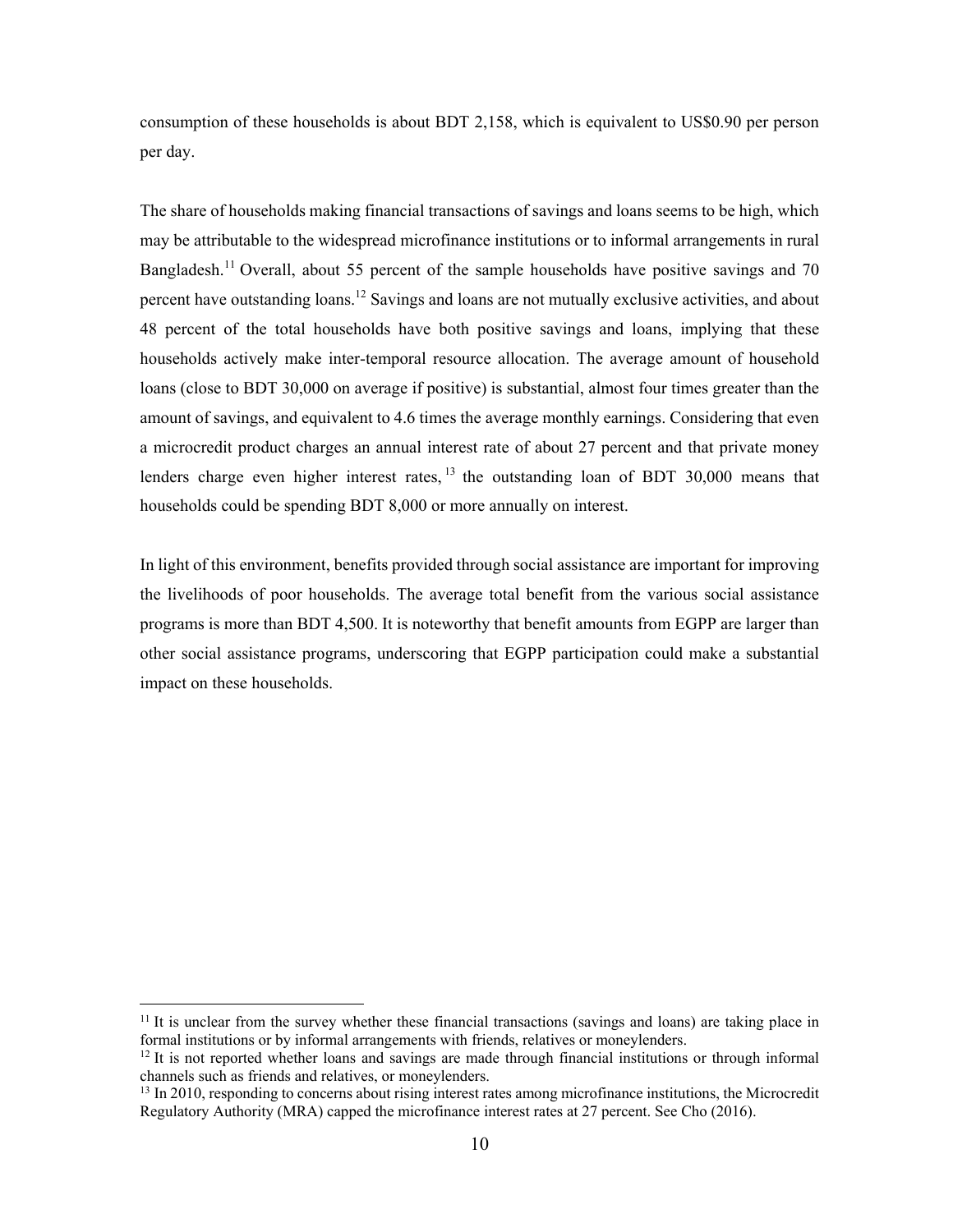consumption of these households is about BDT 2,158, which is equivalent to US$0.90 per person per day.

The share of households making financial transactions of savings and loans seems to be high, which may be attributable to the widespread microfinance institutions or to informal arrangements in rural Bangladesh.[11] Overall, about 55 percent of the sample households have positive savings and 70 percent have outstanding loans.[12] Savings and loans are not mutually exclusive activities, and about 48 percent of the total households have both positive savings and loans, implying that these households actively make inter-temporal resource allocation. The average amount of household loans (close to BDT 30,000 on average if positive) is substantial, almost four times greater than the amount of savings, and equivalent to 4.6 times the average monthly earnings. Considering that even a microcredit product charges an annual interest rate of about 27 percent and that private money lenders charge even higher interest rates,[13] the outstanding loan of BDT 30,000 means that households could be spending BDT 8,000 or more annually on interest.

In light of this environment, benefits provided through social assistance are important for improving the livelihoods of poor households. The average total benefit from the various social assistance programs is more than BDT 4,500. It is noteworthy that benefit amounts from EGPP are larger than other social assistance programs, underscoring that EGPP participation could make a substantial impact on these households.

---

[11] It is unclear from the survey whether these financial transactions (savings and loans) are taking place in formal institutions or by informal arrangements with friends, relatives or moneylenders.

[12] It is not reported whether loans and savings are made through financial institutions or through informal channels such as friends and relatives, or moneylenders.

[13] In 2010, responding to concerns about rising interest rates among microfinance institutions, the Microcredit Regulatory Authority (MRA) capped the microfinance interest rates at 27 percent. See Cho (2016).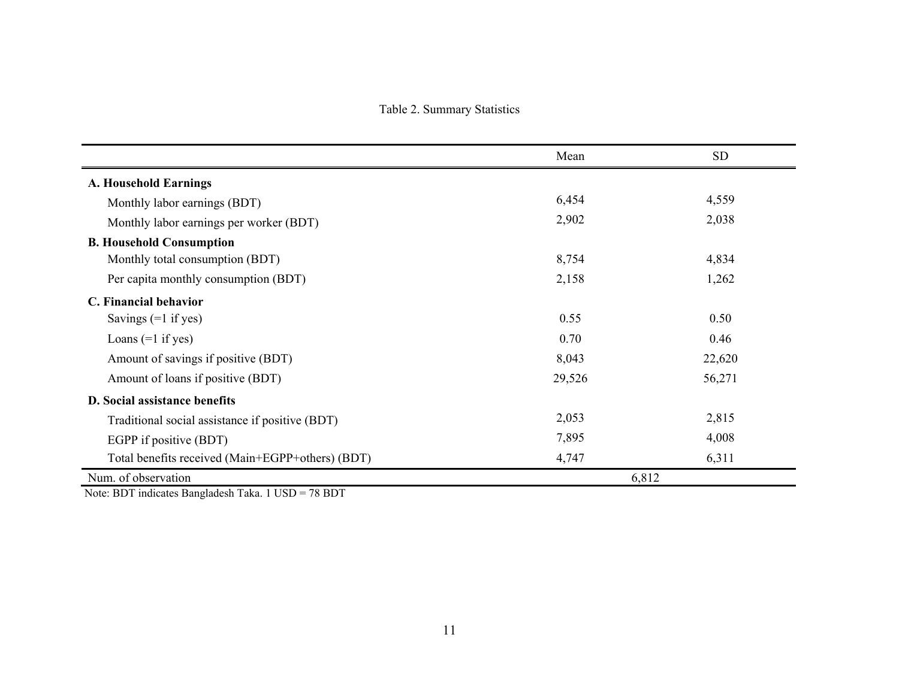Table 2. Summary Statistics

| | Mean | SD |
|---|---|---|
| **A. Household Earnings** | | |
| Monthly labor earnings (BDT) | 6,454 | 4,559 |
| Monthly labor earnings per worker (BDT) | 2,902 | 2,038 |
| **B. Household Consumption** | | |
| Monthly total consumption (BDT) | 8,754 | 4,834 |
| Per capita monthly consumption (BDT) | 2,158 | 1,262 |
| **C. Financial behavior** | | |
| Savings (=1 if yes) | 0.55 | 0.50 |
| Loans (=1 if yes) | 0.70 | 0.46 |
| Amount of savings if positive (BDT) | 8,043 | 22,620 |
| Amount of loans if positive (BDT) | 29,526 | 56,271 |
| **D. Social assistance benefits** | | |
| Traditional social assistance if positive (BDT) | 2,053 | 2,815 |
| EGPP if positive (BDT) | 7,895 | 4,008 |
| Total benefits received (Main+EGPP+others) (BDT) | 4,747 | 6,311 |
| Num. of observation | 6,812 | |

Note: BDT indicates Bangladesh Taka. 1 USD = 78 BDT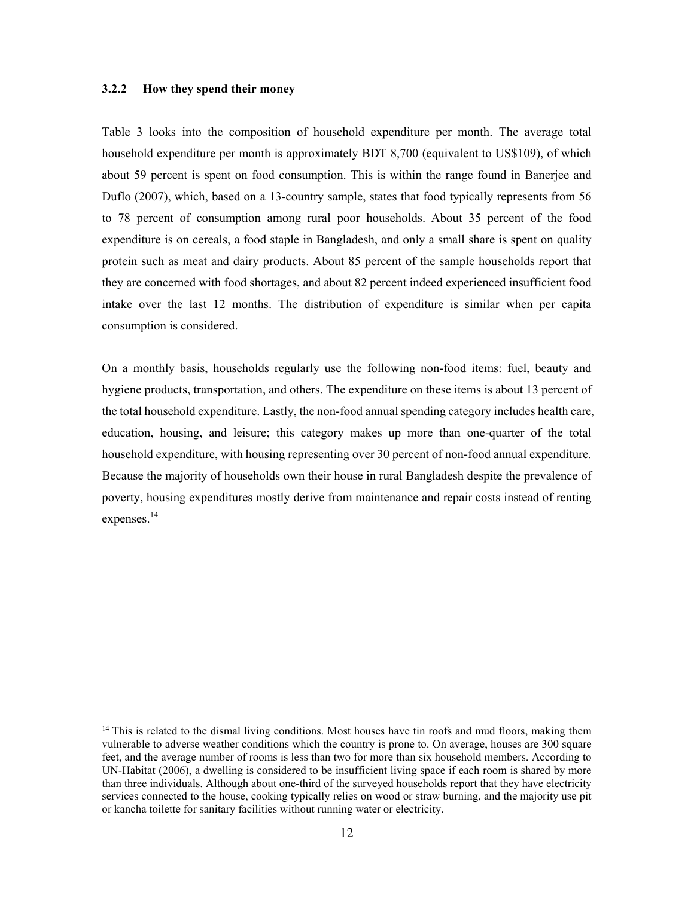### 3.2.2 How they spend their money

Table 3 looks into the composition of household expenditure per month. The average total household expenditure per month is approximately BDT 8,700 (equivalent to US$109), of which about 59 percent is spent on food consumption. This is within the range found in Banerjee and Duflo (2007), which, based on a 13-country sample, states that food typically represents from 56 to 78 percent of consumption among rural poor households. About 35 percent of the food expenditure is on cereals, a food staple in Bangladesh, and only a small share is spent on quality protein such as meat and dairy products. About 85 percent of the sample households report that they are concerned with food shortages, and about 82 percent indeed experienced insufficient food intake over the last 12 months. The distribution of expenditure is similar when per capita consumption is considered.

On a monthly basis, households regularly use the following non-food items: fuel, beauty and hygiene products, transportation, and others. The expenditure on these items is about 13 percent of the total household expenditure. Lastly, the non-food annual spending category includes health care, education, housing, and leisure; this category makes up more than one-quarter of the total household expenditure, with housing representing over 30 percent of non-food annual expenditure. Because the majority of households own their house in rural Bangladesh despite the prevalence of poverty, housing expenditures mostly derive from maintenance and repair costs instead of renting expenses.[14]

[14] This is related to the dismal living conditions. Most houses have tin roofs and mud floors, making them vulnerable to adverse weather conditions which the country is prone to. On average, houses are 300 square feet, and the average number of rooms is less than two for more than six household members. According to UN-Habitat (2006), a dwelling is considered to be insufficient living space if each room is shared by more than three individuals. Although about one-third of the surveyed households report that they have electricity services connected to the house, cooking typically relies on wood or straw burning, and the majority use pit or kancha toilette for sanitary facilities without running water or electricity.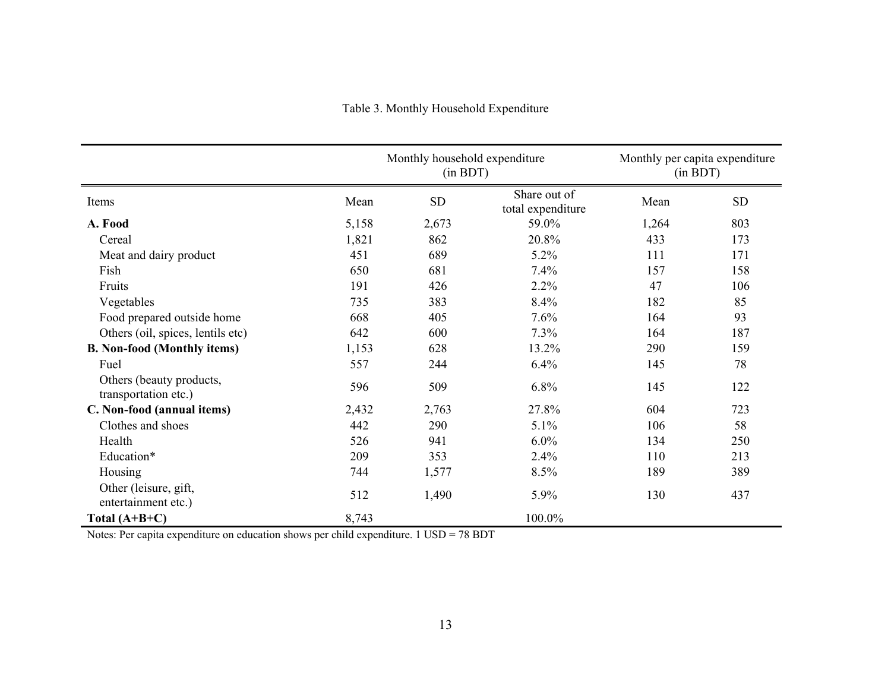Table 3. Monthly Household Expenditure

| | Monthly household expenditure (in BDT) | | | Monthly per capita expenditure (in BDT) | |
|---|---|---|---|---|---|
| Items | Mean | SD | Share out of total expenditure | Mean | SD |
| **A. Food** | 5,158 | 2,673 | 59.0% | 1,264 | 803 |
| Cereal | 1,821 | 862 | 20.8% | 433 | 173 |
| Meat and dairy product | 451 | 689 | 5.2% | 111 | 171 |
| Fish | 650 | 681 | 7.4% | 157 | 158 |
| Fruits | 191 | 426 | 2.2% | 47 | 106 |
| Vegetables | 735 | 383 | 8.4% | 182 | 85 |
| Food prepared outside home | 668 | 405 | 7.6% | 164 | 93 |
| Others (oil, spices, lentils etc) | 642 | 600 | 7.3% | 164 | 187 |
| **B. Non-food (Monthly items)** | 1,153 | 628 | 13.2% | 290 | 159 |
| Fuel | 557 | 244 | 6.4% | 145 | 78 |
| Others (beauty products, transportation etc.) | 596 | 509 | 6.8% | 145 | 122 |
| **C. Non-food (annual items)** | 2,432 | 2,763 | 27.8% | 604 | 723 |
| Clothes and shoes | 442 | 290 | 5.1% | 106 | 58 |
| Health | 526 | 941 | 6.0% | 134 | 250 |
| Education* | 209 | 353 | 2.4% | 110 | 213 |
| Housing | 744 | 1,577 | 8.5% | 189 | 389 |
| Other (leisure, gift, entertainment etc.) | 512 | 1,490 | 5.9% | 130 | 437 |
| **Total (A+B+C)** | 8,743 | | 100.0% | | |

Notes: Per capita expenditure on education shows per child expenditure. 1 USD = 78 BDT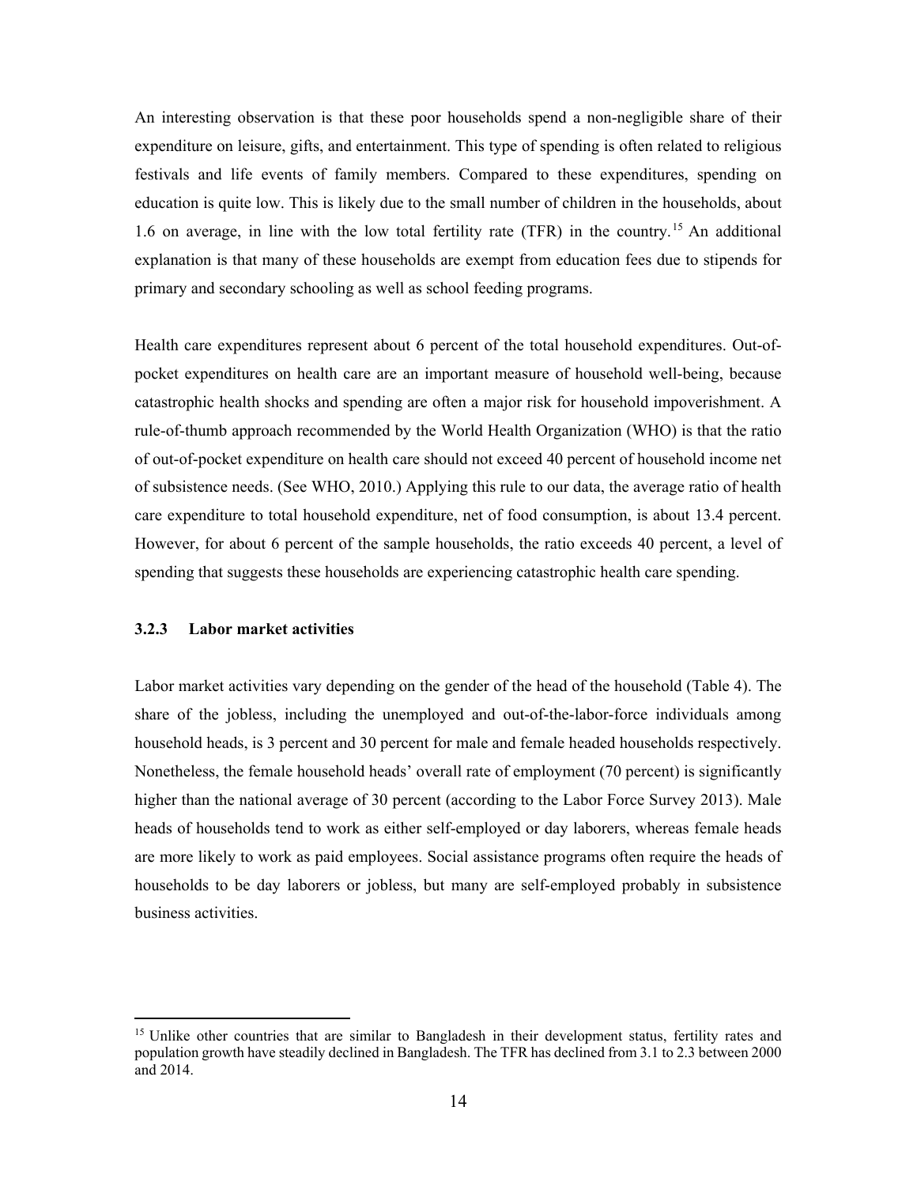An interesting observation is that these poor households spend a non-negligible share of their expenditure on leisure, gifts, and entertainment. This type of spending is often related to religious festivals and life events of family members. Compared to these expenditures, spending on education is quite low. This is likely due to the small number of children in the households, about 1.6 on average, in line with the low total fertility rate (TFR) in the country.[15] An additional explanation is that many of these households are exempt from education fees due to stipends for primary and secondary schooling as well as school feeding programs.

Health care expenditures represent about 6 percent of the total household expenditures. Out-of-pocket expenditures on health care are an important measure of household well-being, because catastrophic health shocks and spending are often a major risk for household impoverishment. A rule-of-thumb approach recommended by the World Health Organization (WHO) is that the ratio of out-of-pocket expenditure on health care should not exceed 40 percent of household income net of subsistence needs. (See WHO, 2010.) Applying this rule to our data, the average ratio of health care expenditure to total household expenditure, net of food consumption, is about 13.4 percent. However, for about 6 percent of the sample households, the ratio exceeds 40 percent, a level of spending that suggests these households are experiencing catastrophic health care spending.

### 3.2.3 Labor market activities

Labor market activities vary depending on the gender of the head of the household (Table 4). The share of the jobless, including the unemployed and out-of-the-labor-force individuals among household heads, is 3 percent and 30 percent for male and female headed households respectively. Nonetheless, the female household heads' overall rate of employment (70 percent) is significantly higher than the national average of 30 percent (according to the Labor Force Survey 2013). Male heads of households tend to work as either self-employed or day laborers, whereas female heads are more likely to work as paid employees. Social assistance programs often require the heads of households to be day laborers or jobless, but many are self-employed probably in subsistence business activities.

[15] Unlike other countries that are similar to Bangladesh in their development status, fertility rates and population growth have steadily declined in Bangladesh. The TFR has declined from 3.1 to 2.3 between 2000 and 2014.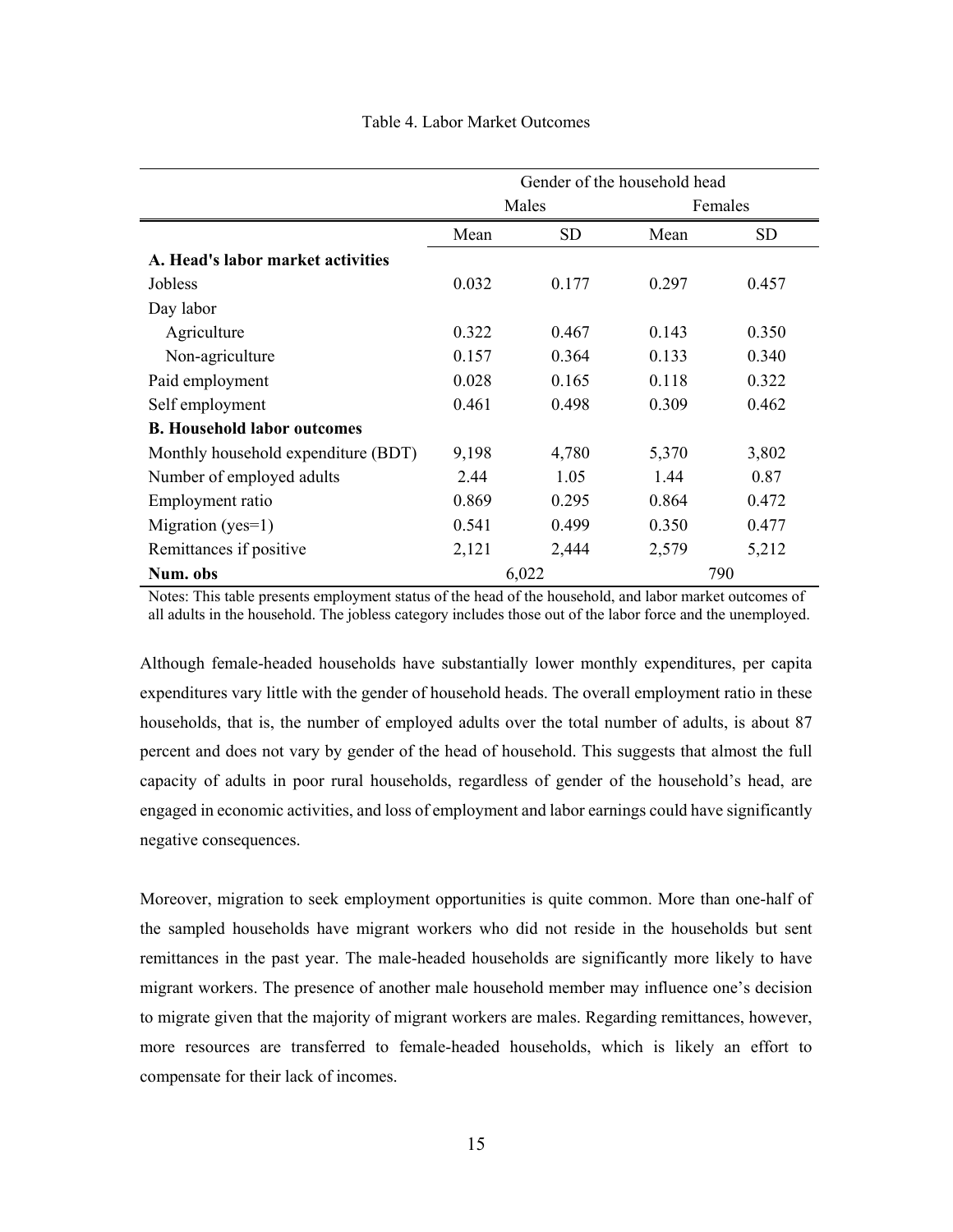Table 4. Labor Market Outcomes

| | Gender of the household head | | | |
|---|---|---|---|---|
| | Males | | Females | |
| | Mean | SD | Mean | SD |
| **A. Head's labor market activities** | | | | |
| Jobless | 0.032 | 0.177 | 0.297 | 0.457 |
| Day labor | | | | |
| Agriculture | 0.322 | 0.467 | 0.143 | 0.350 |
| Non-agriculture | 0.157 | 0.364 | 0.133 | 0.340 |
| Paid employment | 0.028 | 0.165 | 0.118 | 0.322 |
| Self employment | 0.461 | 0.498 | 0.309 | 0.462 |
| **B. Household labor outcomes** | | | | |
| Monthly household expenditure (BDT) | 9,198 | 4,780 | 5,370 | 3,802 |
| Number of employed adults | 2.44 | 1.05 | 1.44 | 0.87 |
| Employment ratio | 0.869 | 0.295 | 0.864 | 0.472 |
| Migration (yes=1) | 0.541 | 0.499 | 0.350 | 0.477 |
| Remittances if positive | 2,121 | 2,444 | 2,579 | 5,212 |
| **Num. obs** | 6,022 | | 790 | |

Notes: This table presents employment status of the head of the household, and labor market outcomes of all adults in the household. The jobless category includes those out of the labor force and the unemployed.

Although female-headed households have substantially lower monthly expenditures, per capita expenditures vary little with the gender of household heads. The overall employment ratio in these households, that is, the number of employed adults over the total number of adults, is about 87 percent and does not vary by gender of the head of household. This suggests that almost the full capacity of adults in poor rural households, regardless of gender of the household's head, are engaged in economic activities, and loss of employment and labor earnings could have significantly negative consequences.

Moreover, migration to seek employment opportunities is quite common. More than one-half of the sampled households have migrant workers who did not reside in the households but sent remittances in the past year. The male-headed households are significantly more likely to have migrant workers. The presence of another male household member may influence one's decision to migrate given that the majority of migrant workers are males. Regarding remittances, however, more resources are transferred to female-headed households, which is likely an effort to compensate for their lack of incomes.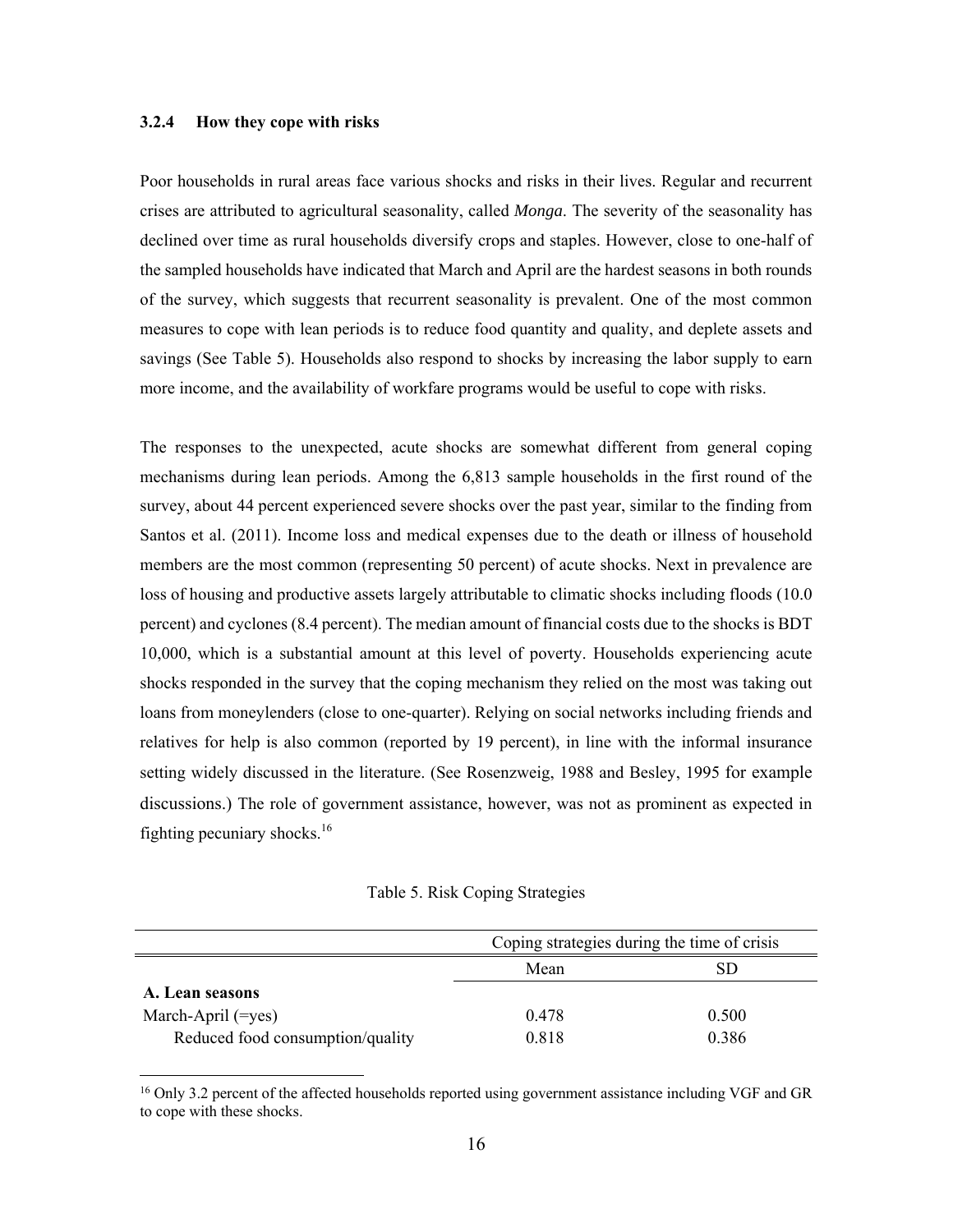### 3.2.4 How they cope with risks

Poor households in rural areas face various shocks and risks in their lives. Regular and recurrent crises are attributed to agricultural seasonality, called *Monga*. The severity of the seasonality has declined over time as rural households diversify crops and staples. However, close to one-half of the sampled households have indicated that March and April are the hardest seasons in both rounds of the survey, which suggests that recurrent seasonality is prevalent. One of the most common measures to cope with lean periods is to reduce food quantity and quality, and deplete assets and savings (See Table 5). Households also respond to shocks by increasing the labor supply to earn more income, and the availability of workfare programs would be useful to cope with risks.

The responses to the unexpected, acute shocks are somewhat different from general coping mechanisms during lean periods. Among the 6,813 sample households in the first round of the survey, about 44 percent experienced severe shocks over the past year, similar to the finding from Santos et al. (2011). Income loss and medical expenses due to the death or illness of household members are the most common (representing 50 percent) of acute shocks. Next in prevalence are loss of housing and productive assets largely attributable to climatic shocks including floods (10.0 percent) and cyclones (8.4 percent). The median amount of financial costs due to the shocks is BDT 10,000, which is a substantial amount at this level of poverty. Households experiencing acute shocks responded in the survey that the coping mechanism they relied on the most was taking out loans from moneylenders (close to one-quarter). Relying on social networks including friends and relatives for help is also common (reported by 19 percent), in line with the informal insurance setting widely discussed in the literature. (See Rosenzweig, 1988 and Besley, 1995 for example discussions.) The role of government assistance, however, was not as prominent as expected in fighting pecuniary shocks.[16]

Table 5. Risk Coping Strategies

| | Coping strategies during the time of crisis | |
|---|---|---|
| | Mean | SD |
| **A. Lean seasons** | | |
| March-April (=yes) | 0.478 | 0.500 |
| Reduced food consumption/quality | 0.818 | 0.386 |

[16] Only 3.2 percent of the affected households reported using government assistance including VGF and GR to cope with these shocks.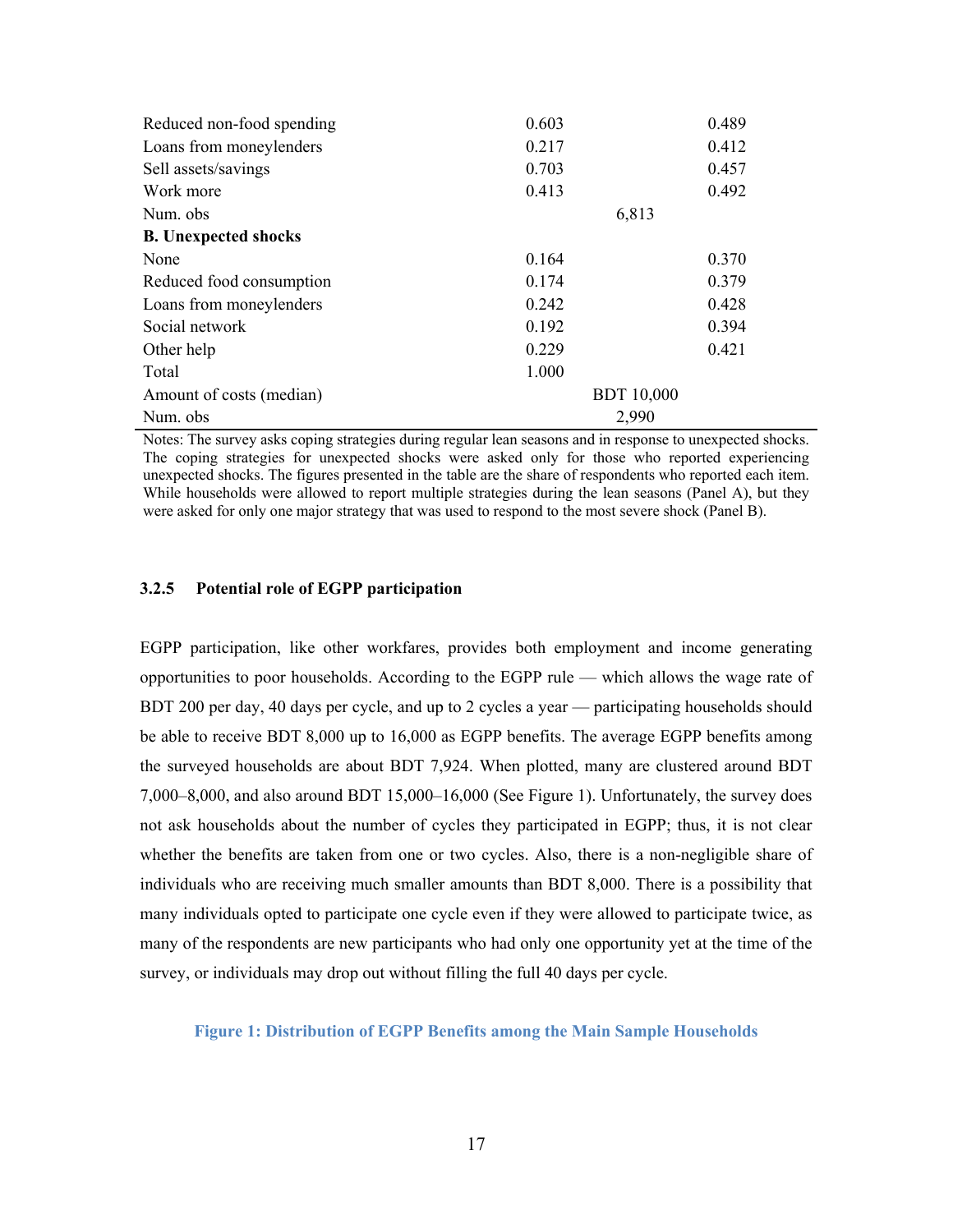| | | |
|---|---|---|
| Reduced non-food spending | 0.603 | 0.489 |
| Loans from moneylenders | 0.217 | 0.412 |
| Sell assets/savings | 0.703 | 0.457 |
| Work more | 0.413 | 0.492 |
| Num. obs | 6,813 | |
| **B. Unexpected shocks** | | |
| None | 0.164 | 0.370 |
| Reduced food consumption | 0.174 | 0.379 |
| Loans from moneylenders | 0.242 | 0.428 |
| Social network | 0.192 | 0.394 |
| Other help | 0.229 | 0.421 |
| Total | 1.000 | |
| Amount of costs (median) | BDT 10,000 | |
| Num. obs | 2,990 | |

Notes: The survey asks coping strategies during regular lean seasons and in response to unexpected shocks. The coping strategies for unexpected shocks were asked only for those who reported experiencing unexpected shocks. The figures presented in the table are the share of respondents who reported each item. While households were allowed to report multiple strategies during the lean seasons (Panel A), but they were asked for only one major strategy that was used to respond to the most severe shock (Panel B).

### 3.2.5 Potential role of EGPP participation

EGPP participation, like other workfares, provides both employment and income generating opportunities to poor households. According to the EGPP rule — which allows the wage rate of BDT 200 per day, 40 days per cycle, and up to 2 cycles a year — participating households should be able to receive BDT 8,000 up to 16,000 as EGPP benefits. The average EGPP benefits among the surveyed households are about BDT 7,924. When plotted, many are clustered around BDT 7,000–8,000, and also around BDT 15,000–16,000 (See Figure 1). Unfortunately, the survey does not ask households about the number of cycles they participated in EGPP; thus, it is not clear whether the benefits are taken from one or two cycles. Also, there is a non-negligible share of individuals who are receiving much smaller amounts than BDT 8,000. There is a possibility that many individuals opted to participate one cycle even if they were allowed to participate twice, as many of the respondents are new participants who had only one opportunity yet at the time of the survey, or individuals may drop out without filling the full 40 days per cycle.

**Figure 1: Distribution of EGPP Benefits among the Main Sample Households**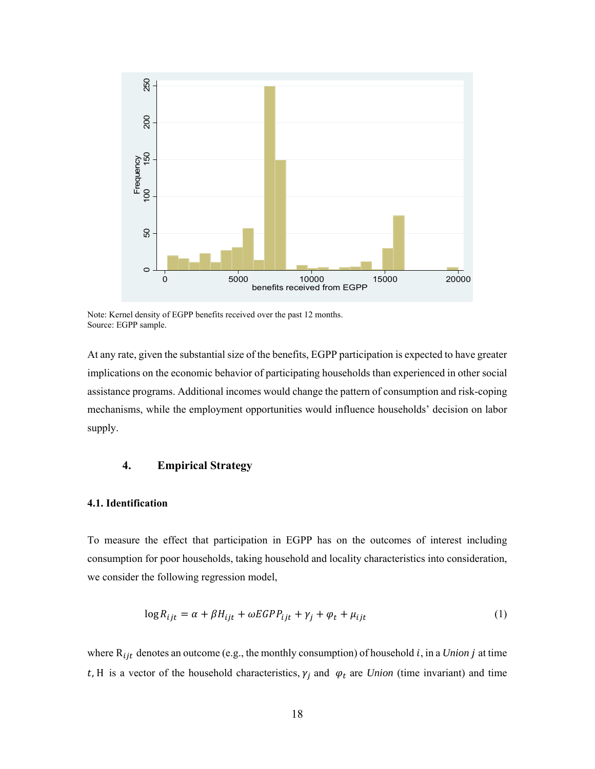Note: Kernel density of EGPP benefits received over the past 12 months.
Source: EGPP sample.

At any rate, given the substantial size of the benefits, EGPP participation is expected to have greater implications on the economic behavior of participating households than experienced in other social assistance programs. Additional incomes would change the pattern of consumption and risk-coping mechanisms, while the employment opportunities would influence households' decision on labor supply.

## 4. Empirical Strategy

### 4.1. Identification

To measure the effect that participation in EGPP has on the outcomes of interest including consumption for poor households, taking household and locality characteristics into consideration, we consider the following regression model,

$$\log R_{ijt} = \alpha + \beta H_{ijt} + \omega EGPP_{ijt} + \gamma_j + \varphi_t + \mu_{ijt} \tag{1}$$

where $R_{ijt}$ denotes an outcome (e.g., the monthly consumption) of household $i$, in a *Union* $j$ at time $t$, H is a vector of the household characteristics, $\gamma_j$ and $\varphi_t$ are *Union* (time invariant) and time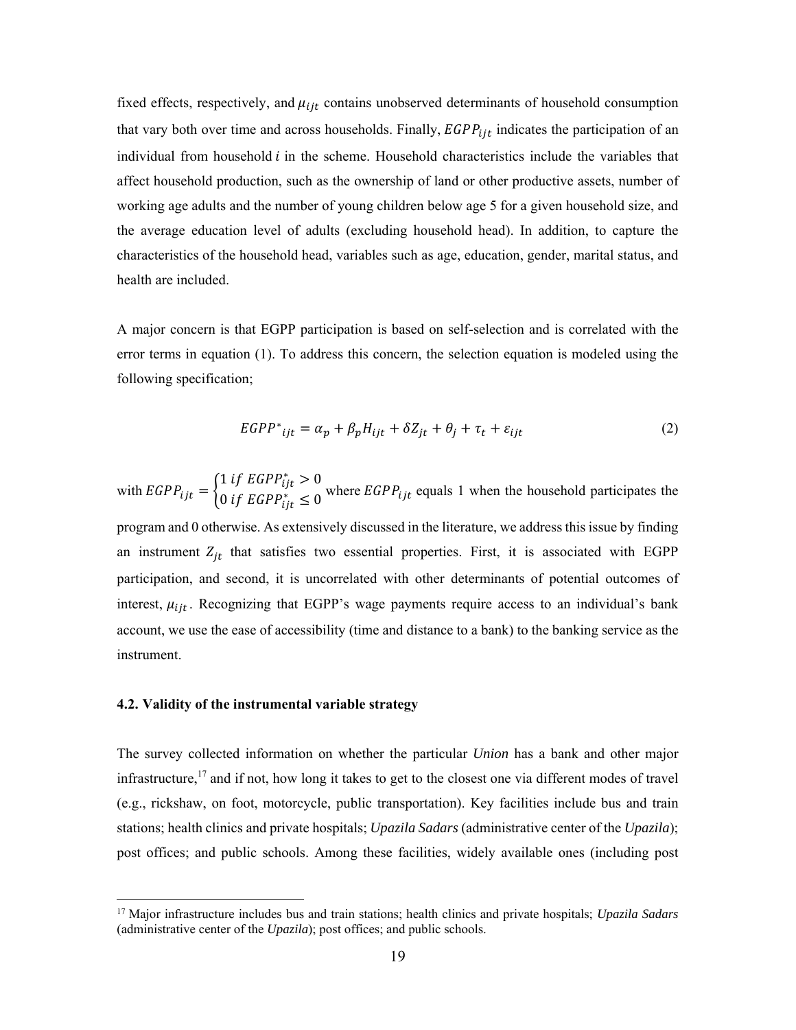fixed effects, respectively, and $\mu_{ijt}$ contains unobserved determinants of household consumption that vary both over time and across households. Finally, $EGPP_{ijt}$ indicates the participation of an individual from household $i$ in the scheme. Household characteristics include the variables that affect household production, such as the ownership of land or other productive assets, number of working age adults and the number of young children below age 5 for a given household size, and the average education level of adults (excluding household head). In addition, to capture the characteristics of the household head, variables such as age, education, gender, marital status, and health are included.

A major concern is that EGPP participation is based on self-selection and is correlated with the error terms in equation (1). To address this concern, the selection equation is modeled using the following specification;

$$EGPP^*_{ijt} = \alpha_p + \beta_p H_{ijt} + \delta Z_{jt} + \theta_j + \tau_t + \varepsilon_{ijt} \tag{2}$$

with $EGPP_{ijt} = \begin{cases} 1 \ if \ EGPP^*_{ijt} > 0 \\ 0 \ if \ EGPP^*_{ijt} \leq 0 \end{cases}$ where $EGPP_{ijt}$ equals 1 when the household participates the program and 0 otherwise. As extensively discussed in the literature, we address this issue by finding an instrument $Z_{jt}$ that satisfies two essential properties. First, it is associated with EGPP participation, and second, it is uncorrelated with other determinants of potential outcomes of interest, $\mu_{ijt}$. Recognizing that EGPP's wage payments require access to an individual's bank account, we use the ease of accessibility (time and distance to a bank) to the banking service as the instrument.

### 4.2. Validity of the instrumental variable strategy

The survey collected information on whether the particular *Union* has a bank and other major infrastructure,[17] and if not, how long it takes to get to the closest one via different modes of travel (e.g., rickshaw, on foot, motorcycle, public transportation). Key facilities include bus and train stations; health clinics and private hospitals; *Upazila Sadars* (administrative center of the *Upazila*); post offices; and public schools. Among these facilities, widely available ones (including post

[17] Major infrastructure includes bus and train stations; health clinics and private hospitals; *Upazila Sadars* (administrative center of the *Upazila*); post offices; and public schools.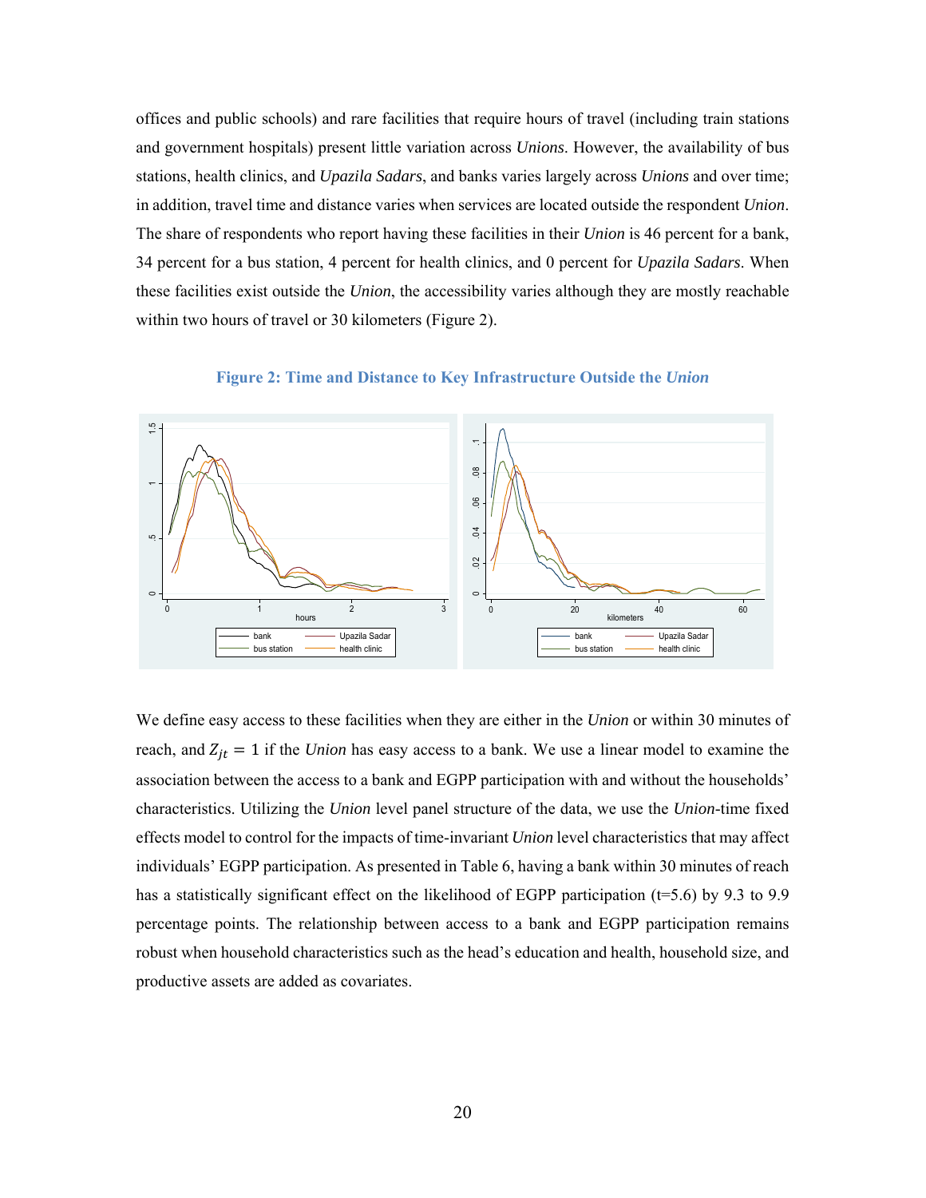offices and public schools) and rare facilities that require hours of travel (including train stations and government hospitals) present little variation across *Unions*. However, the availability of bus stations, health clinics, and *Upazila Sadars*, and banks varies largely across *Unions* and over time; in addition, travel time and distance varies when services are located outside the respondent *Union*. The share of respondents who report having these facilities in their *Union* is 46 percent for a bank, 34 percent for a bus station, 4 percent for health clinics, and 0 percent for *Upazila Sadars*. When these facilities exist outside the *Union*, the accessibility varies although they are mostly reachable within two hours of travel or 30 kilometers (Figure 2).

**Figure 2: Time and Distance to Key Infrastructure Outside the *Union***

We define easy access to these facilities when they are either in the *Union* or within 30 minutes of reach, and $Z_{jt} = 1$ if the *Union* has easy access to a bank. We use a linear model to examine the association between the access to a bank and EGPP participation with and without the households' characteristics. Utilizing the *Union* level panel structure of the data, we use the *Union*-time fixed effects model to control for the impacts of time-invariant *Union* level characteristics that may affect individuals' EGPP participation. As presented in Table 6, having a bank within 30 minutes of reach has a statistically significant effect on the likelihood of EGPP participation (t=5.6) by 9.3 to 9.9 percentage points. The relationship between access to a bank and EGPP participation remains robust when household characteristics such as the head's education and health, household size, and productive assets are added as covariates.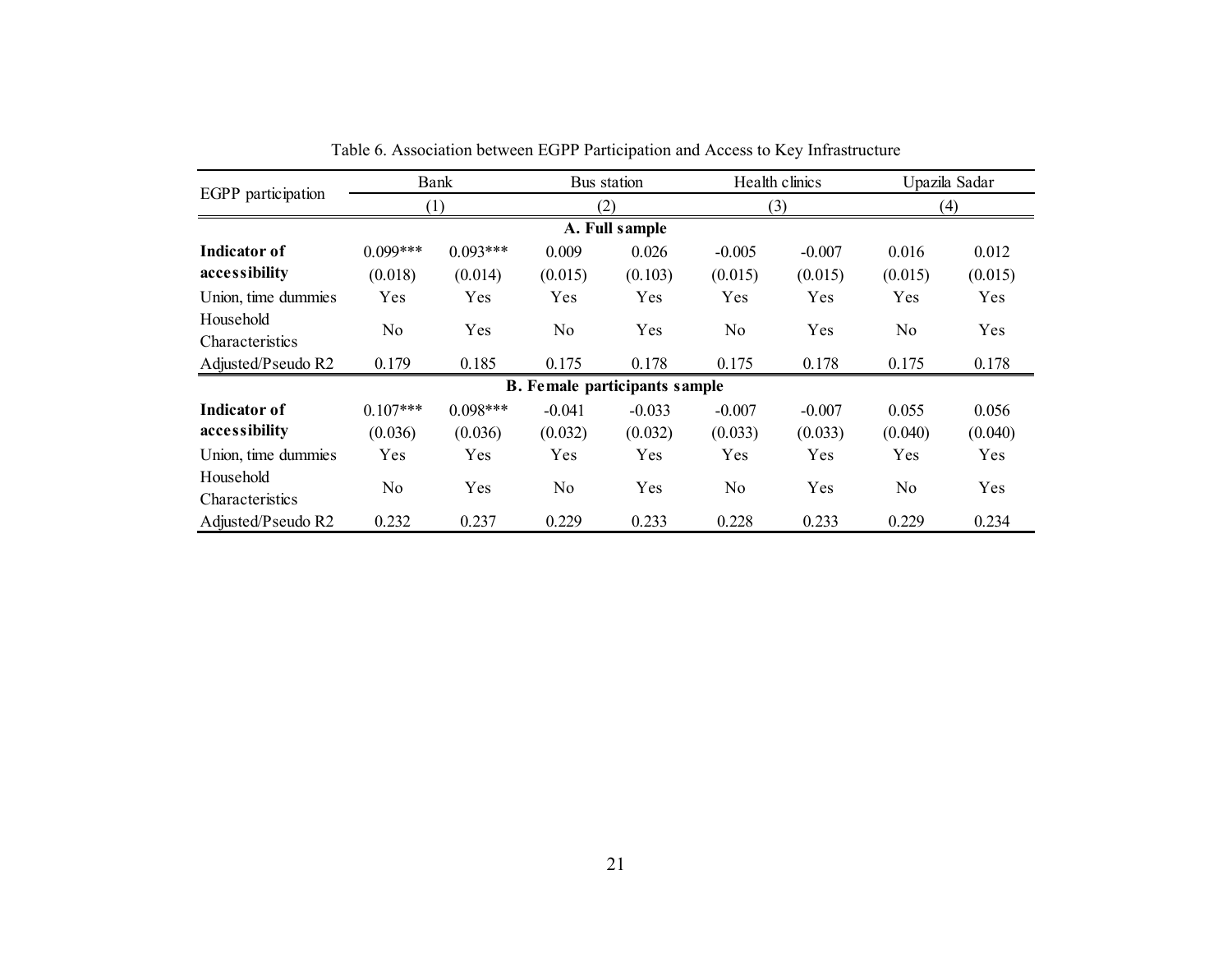Table 6. Association between EGPP Participation and Access to Key Infrastructure

| EGPP participation | Bank | | Bus station | | Health clinics | | Upazila Sadar | |
|---|---|---|---|---|---|---|---|---|
| | (1) | | (2) | | (3) | | (4) | |
| **A. Full sample** | | | | | | | | |
| **Indicator of accessibility** | 0.099*** | 0.093*** | 0.009 | 0.026 | -0.005 | -0.007 | 0.016 | 0.012 |
| | (0.018) | (0.014) | (0.015) | (0.103) | (0.015) | (0.015) | (0.015) | (0.015) |
| Union, time dummies | Yes | Yes | Yes | Yes | Yes | Yes | Yes | Yes |
| Household Characteristics | No | Yes | No | Yes | No | Yes | No | Yes |
| Adjusted/Pseudo R2 | 0.179 | 0.185 | 0.175 | 0.178 | 0.175 | 0.178 | 0.175 | 0.178 |
| **B. Female participants sample** | | | | | | | | |
| **Indicator of accessibility** | 0.107*** | 0.098*** | -0.041 | -0.033 | -0.007 | -0.007 | 0.055 | 0.056 |
| | (0.036) | (0.036) | (0.032) | (0.032) | (0.033) | (0.033) | (0.040) | (0.040) |
| Union, time dummies | Yes | Yes | Yes | Yes | Yes | Yes | Yes | Yes |
| Household Characteristics | No | Yes | No | Yes | No | Yes | No | Yes |
| Adjusted/Pseudo R2 | 0.232 | 0.237 | 0.229 | 0.233 | 0.228 | 0.233 | 0.229 | 0.234 |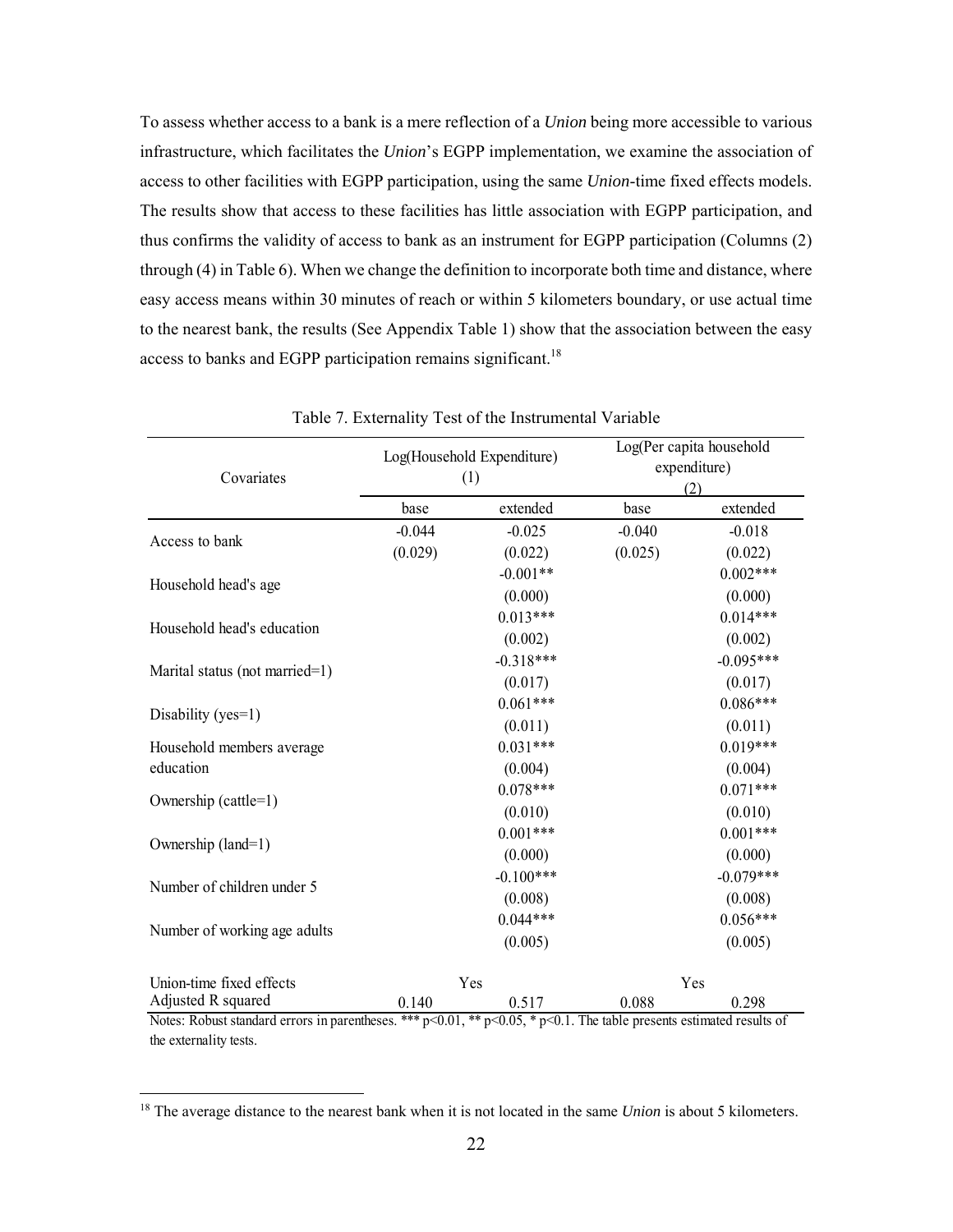To assess whether access to a bank is a mere reflection of a *Union* being more accessible to various infrastructure, which facilitates the *Union*'s EGPP implementation, we examine the association of access to other facilities with EGPP participation, using the same *Union*-time fixed effects models. The results show that access to these facilities has little association with EGPP participation, and thus confirms the validity of access to bank as an instrument for EGPP participation (Columns (2) through (4) in Table 6). When we change the definition to incorporate both time and distance, where easy access means within 30 minutes of reach or within 5 kilometers boundary, or use actual time to the nearest bank, the results (See Appendix Table 1) show that the association between the easy access to banks and EGPP participation remains significant.[18]

Table 7. Externality Test of the Instrumental Variable

| Covariates | Log(Household Expenditure) (1) | | Log(Per capita household expenditure) (2) | |
|---|---|---|---|---|
| | base | extended | base | extended |
| Access to bank | -0.044 | -0.025 | -0.040 | -0.018 |
| | (0.029) | (0.022) | (0.025) | (0.022) |
| Household head's age | | -0.001** | | 0.002*** |
| | | (0.000) | | (0.000) |
| Household head's education | | 0.013*** | | 0.014*** |
| | | (0.002) | | (0.002) |
| Marital status (not married=1) | | -0.318*** | | -0.095*** |
| | | (0.017) | | (0.017) |
| Disability (yes=1) | | 0.061*** | | 0.086*** |
| | | (0.011) | | (0.011) |
| Household members average education | | 0.031*** | | 0.019*** |
| | | (0.004) | | (0.004) |
| Ownership (cattle=1) | | 0.078*** | | 0.071*** |
| | | (0.010) | | (0.010) |
| Ownership (land=1) | | 0.001*** | | 0.001*** |
| | | (0.000) | | (0.000) |
| Number of children under 5 | | -0.100*** | | -0.079*** |
| | | (0.008) | | (0.008) |
| Number of working age adults | | 0.044*** | | 0.056*** |
| | | (0.005) | | (0.005) |
| Union-time fixed effects | Yes | | Yes | |
| Adjusted R squared | 0.140 | 0.517 | 0.088 | 0.298 |

Notes: Robust standard errors in parentheses. *** p<0.01, ** p<0.05, * p<0.1. The table presents estimated results of the externality tests.

[18] The average distance to the nearest bank when it is not located in the same *Union* is about 5 kilometers.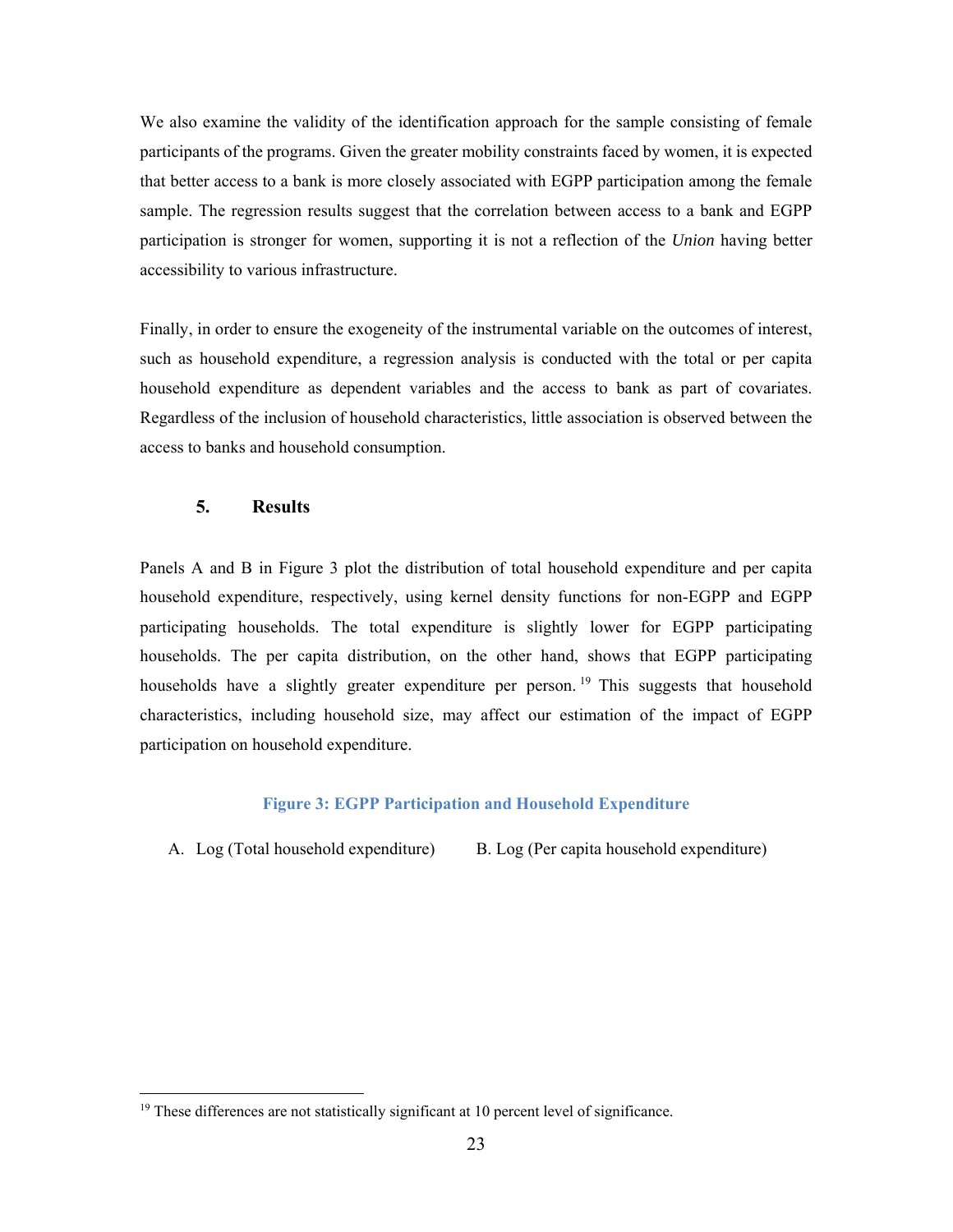We also examine the validity of the identification approach for the sample consisting of female participants of the programs. Given the greater mobility constraints faced by women, it is expected that better access to a bank is more closely associated with EGPP participation among the female sample. The regression results suggest that the correlation between access to a bank and EGPP participation is stronger for women, supporting it is not a reflection of the *Union* having better accessibility to various infrastructure.

Finally, in order to ensure the exogeneity of the instrumental variable on the outcomes of interest, such as household expenditure, a regression analysis is conducted with the total or per capita household expenditure as dependent variables and the access to bank as part of covariates. Regardless of the inclusion of household characteristics, little association is observed between the access to banks and household consumption.

## 5. Results

Panels A and B in Figure 3 plot the distribution of total household expenditure and per capita household expenditure, respectively, using kernel density functions for non-EGPP and EGPP participating households. The total expenditure is slightly lower for EGPP participating households. The per capita distribution, on the other hand, shows that EGPP participating households have a slightly greater expenditure per person.[19] This suggests that household characteristics, including household size, may affect our estimation of the impact of EGPP participation on household expenditure.

**Figure 3: EGPP Participation and Household Expenditure**

A. Log (Total household expenditure) B. Log (Per capita household expenditure)

[19] These differences are not statistically significant at 10 percent level of significance.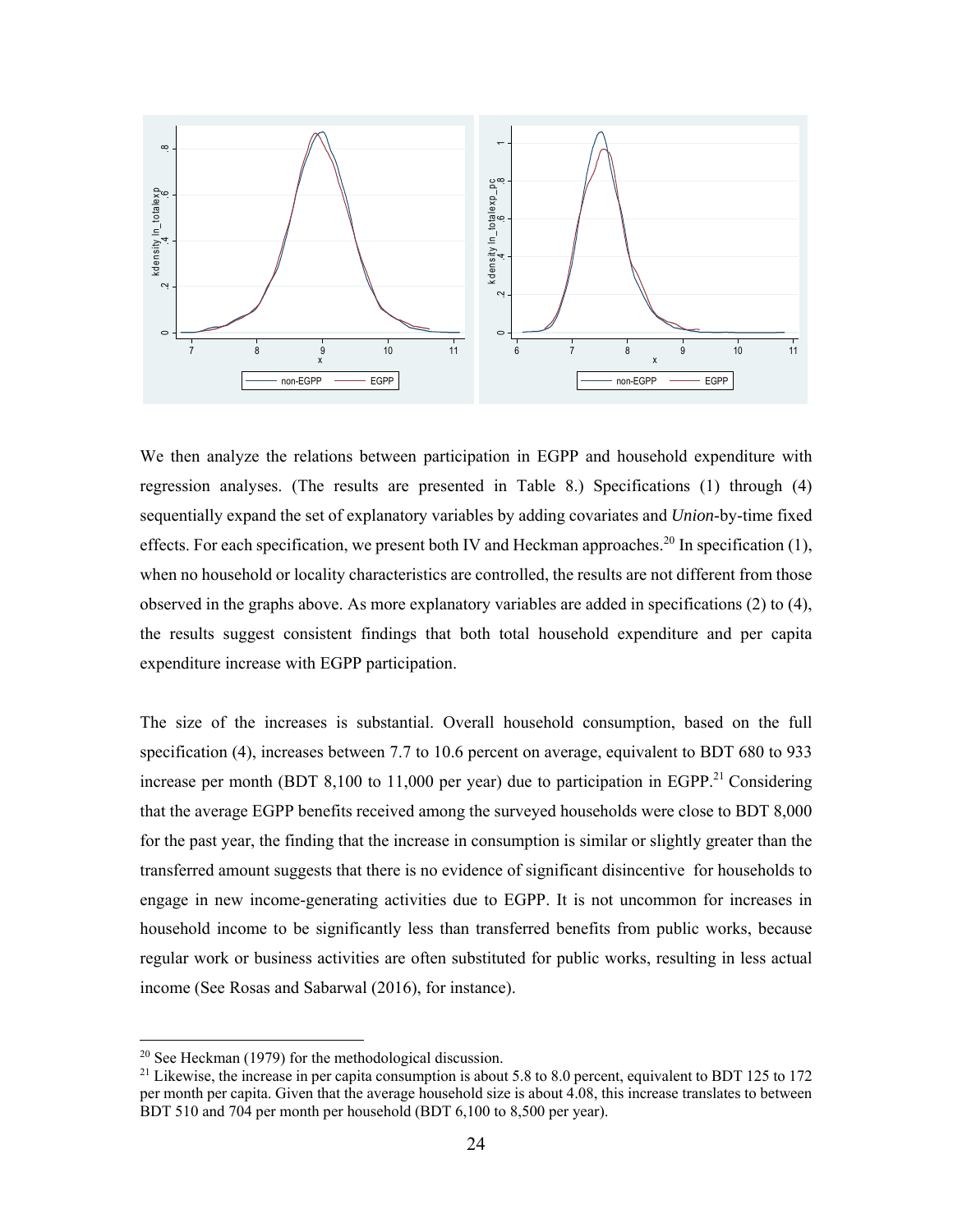We then analyze the relations between participation in EGPP and household expenditure with regression analyses. (The results are presented in Table 8.) Specifications (1) through (4) sequentially expand the set of explanatory variables by adding covariates and *Union*-by-time fixed effects. For each specification, we present both IV and Heckman approaches.[20] In specification (1), when no household or locality characteristics are controlled, the results are not different from those observed in the graphs above. As more explanatory variables are added in specifications (2) to (4), the results suggest consistent findings that both total household expenditure and per capita expenditure increase with EGPP participation.

The size of the increases is substantial. Overall household consumption, based on the full specification (4), increases between 7.7 to 10.6 percent on average, equivalent to BDT 680 to 933 increase per month (BDT 8,100 to 11,000 per year) due to participation in EGPP.[21] Considering that the average EGPP benefits received among the surveyed households were close to BDT 8,000 for the past year, the finding that the increase in consumption is similar or slightly greater than the transferred amount suggests that there is no evidence of significant disincentive for households to engage in new income-generating activities due to EGPP. It is not uncommon for increases in household income to be significantly less than transferred benefits from public works, because regular work or business activities are often substituted for public works, resulting in less actual income (See Rosas and Sabarwal (2016), for instance).

[20] See Heckman (1979) for the methodological discussion.

[21] Likewise, the increase in per capita consumption is about 5.8 to 8.0 percent, equivalent to BDT 125 to 172 per month per capita. Given that the average household size is about 4.08, this increase translates to between BDT 510 and 704 per month per household (BDT 6,100 to 8,500 per year).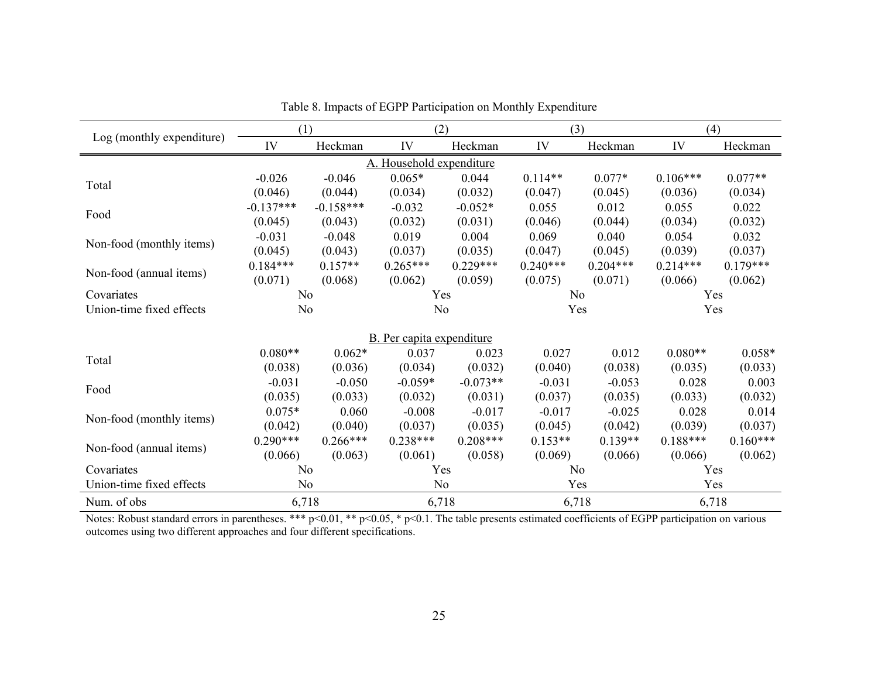Table 8. Impacts of EGPP Participation on Monthly Expenditure

| Log (monthly expenditure) | (1) | | (2) | | (3) | | (4) | |
|---|---|---|---|---|---|---|---|---|
| | IV | Heckman | IV | Heckman | IV | Heckman | IV | Heckman |
| **A. Household expenditure** | | | | | | | | |
| Total | -0.026 | -0.046 | 0.065* | 0.044 | 0.114** | 0.077* | 0.106*** | 0.077** |
| | (0.046) | (0.044) | (0.034) | (0.032) | (0.047) | (0.045) | (0.036) | (0.034) |
| Food | -0.137*** | -0.158*** | -0.032 | -0.052* | 0.055 | 0.012 | 0.055 | 0.022 |
| | (0.045) | (0.043) | (0.032) | (0.031) | (0.046) | (0.044) | (0.034) | (0.032) |
| Non-food (monthly items) | -0.031 | -0.048 | 0.019 | 0.004 | 0.069 | 0.040 | 0.054 | 0.032 |
| | (0.045) | (0.043) | (0.037) | (0.035) | (0.047) | (0.045) | (0.039) | (0.037) |
| Non-food (annual items) | 0.184*** | 0.157** | 0.265*** | 0.229*** | 0.240*** | 0.204*** | 0.214*** | 0.179*** |
| | (0.071) | (0.068) | (0.062) | (0.059) | (0.075) | (0.071) | (0.066) | (0.062) |
| Covariates | No | | Yes | | No | | Yes | |
| Union-time fixed effects | No | | No | | Yes | | Yes | |
| **B. Per capita expenditure** | | | | | | | | |
| Total | 0.080** | 0.062* | 0.037 | 0.023 | 0.027 | 0.012 | 0.080** | 0.058* |
| | (0.038) | (0.036) | (0.034) | (0.032) | (0.040) | (0.038) | (0.035) | (0.033) |
| Food | -0.031 | -0.050 | -0.059* | -0.073** | -0.031 | -0.053 | 0.028 | 0.003 |
| | (0.035) | (0.033) | (0.032) | (0.031) | (0.037) | (0.035) | (0.033) | (0.032) |
| Non-food (monthly items) | 0.075* | 0.060 | -0.008 | -0.017 | -0.017 | -0.025 | 0.028 | 0.014 |
| | (0.042) | (0.040) | (0.037) | (0.035) | (0.045) | (0.042) | (0.039) | (0.037) |
| Non-food (annual items) | 0.290*** | 0.266*** | 0.238*** | 0.208*** | 0.153** | 0.139** | 0.188*** | 0.160*** |
| | (0.066) | (0.063) | (0.061) | (0.058) | (0.069) | (0.066) | (0.066) | (0.062) |
| Covariates | No | | Yes | | No | | Yes | |
| Union-time fixed effects | No | | No | | Yes | | Yes | |
| Num. of obs | 6,718 | | 6,718 | | 6,718 | | 6,718 | |

Notes: Robust standard errors in parentheses. *** p<0.01, ** p<0.05, * p<0.1. The table presents estimated coefficients of EGPP participation on various outcomes using two different approaches and four different specifications.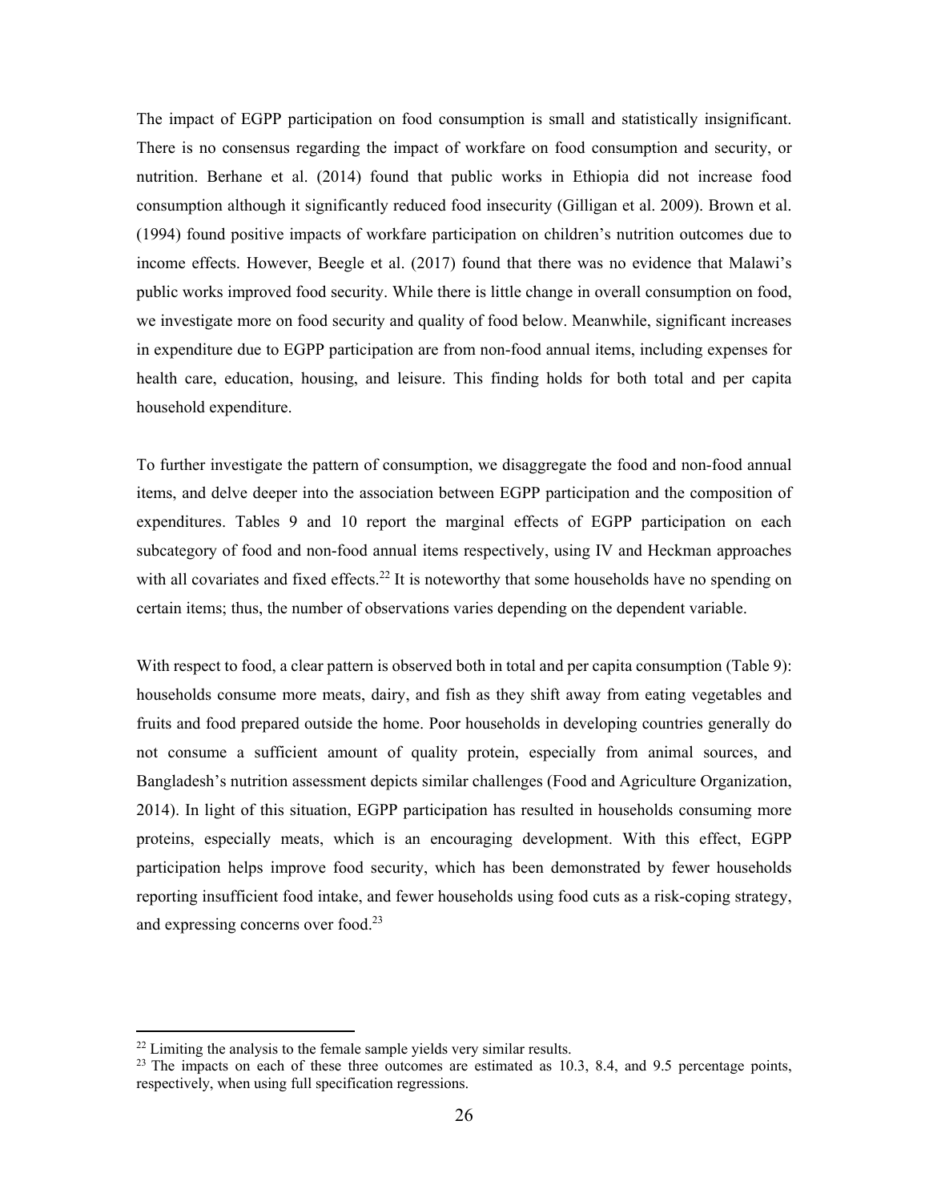The impact of EGPP participation on food consumption is small and statistically insignificant. There is no consensus regarding the impact of workfare on food consumption and security, or nutrition. Berhane et al. (2014) found that public works in Ethiopia did not increase food consumption although it significantly reduced food insecurity (Gilligan et al. 2009). Brown et al. (1994) found positive impacts of workfare participation on children's nutrition outcomes due to income effects. However, Beegle et al. (2017) found that there was no evidence that Malawi's public works improved food security. While there is little change in overall consumption on food, we investigate more on food security and quality of food below. Meanwhile, significant increases in expenditure due to EGPP participation are from non-food annual items, including expenses for health care, education, housing, and leisure. This finding holds for both total and per capita household expenditure.

To further investigate the pattern of consumption, we disaggregate the food and non-food annual items, and delve deeper into the association between EGPP participation and the composition of expenditures. Tables 9 and 10 report the marginal effects of EGPP participation on each subcategory of food and non-food annual items respectively, using IV and Heckman approaches with all covariates and fixed effects.[22] It is noteworthy that some households have no spending on certain items; thus, the number of observations varies depending on the dependent variable.

With respect to food, a clear pattern is observed both in total and per capita consumption (Table 9): households consume more meats, dairy, and fish as they shift away from eating vegetables and fruits and food prepared outside the home. Poor households in developing countries generally do not consume a sufficient amount of quality protein, especially from animal sources, and Bangladesh's nutrition assessment depicts similar challenges (Food and Agriculture Organization, 2014). In light of this situation, EGPP participation has resulted in households consuming more proteins, especially meats, which is an encouraging development. With this effect, EGPP participation helps improve food security, which has been demonstrated by fewer households reporting insufficient food intake, and fewer households using food cuts as a risk-coping strategy, and expressing concerns over food.[23]

---

[22] Limiting the analysis to the female sample yields very similar results.

[23] The impacts on each of these three outcomes are estimated as 10.3, 8.4, and 9.5 percentage points, respectively, when using full specification regressions.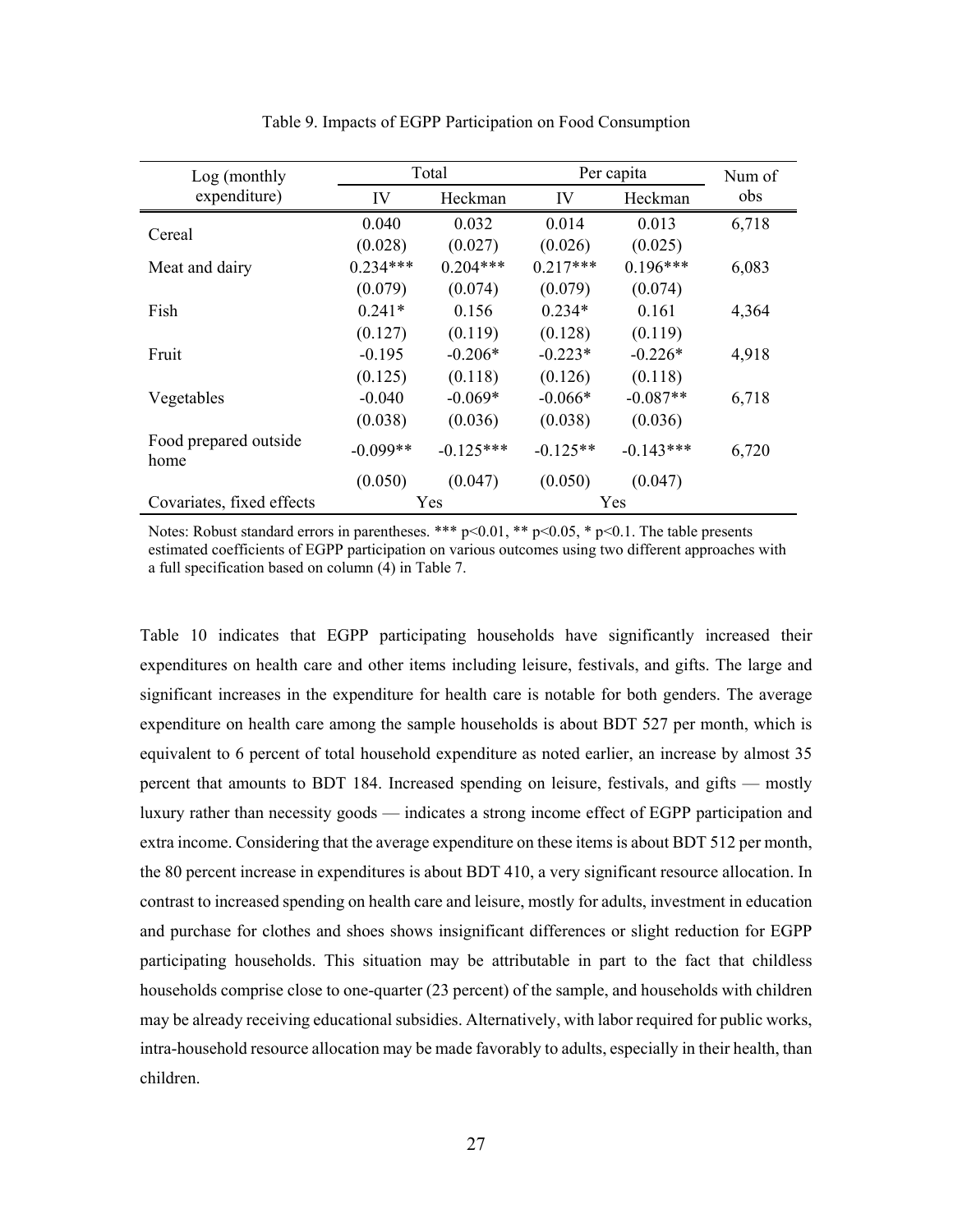Table 9. Impacts of EGPP Participation on Food Consumption

| Log (monthly expenditure) | Total | | Per capita | | Num of obs |
|---|---|---|---|---|---|
| | IV | Heckman | IV | Heckman | |
| Cereal | 0.040 | 0.032 | 0.014 | 0.013 | 6,718 |
| | (0.028) | (0.027) | (0.026) | (0.025) | |
| Meat and dairy | 0.234*** | 0.204*** | 0.217*** | 0.196*** | 6,083 |
| | (0.079) | (0.074) | (0.079) | (0.074) | |
| Fish | 0.241* | 0.156 | 0.234* | 0.161 | 4,364 |
| | (0.127) | (0.119) | (0.128) | (0.119) | |
| Fruit | -0.195 | -0.206* | -0.223* | -0.226* | 4,918 |
| | (0.125) | (0.118) | (0.126) | (0.118) | |
| Vegetables | -0.040 | -0.069* | -0.066* | -0.087** | 6,718 |
| | (0.038) | (0.036) | (0.038) | (0.036) | |
| Food prepared outside home | -0.099** | -0.125*** | -0.125** | -0.143*** | 6,720 |
| | (0.050) | (0.047) | (0.050) | (0.047) | |
| Covariates, fixed effects | Yes | | Yes | | |

Notes: Robust standard errors in parentheses. *** p<0.01, ** p<0.05, * p<0.1. The table presents estimated coefficients of EGPP participation on various outcomes using two different approaches with a full specification based on column (4) in Table 7.

Table 10 indicates that EGPP participating households have significantly increased their expenditures on health care and other items including leisure, festivals, and gifts. The large and significant increases in the expenditure for health care is notable for both genders. The average expenditure on health care among the sample households is about BDT 527 per month, which is equivalent to 6 percent of total household expenditure as noted earlier, an increase by almost 35 percent that amounts to BDT 184. Increased spending on leisure, festivals, and gifts — mostly luxury rather than necessity goods — indicates a strong income effect of EGPP participation and extra income. Considering that the average expenditure on these items is about BDT 512 per month, the 80 percent increase in expenditures is about BDT 410, a very significant resource allocation. In contrast to increased spending on health care and leisure, mostly for adults, investment in education and purchase for clothes and shoes shows insignificant differences or slight reduction for EGPP participating households. This situation may be attributable in part to the fact that childless households comprise close to one-quarter (23 percent) of the sample, and households with children may be already receiving educational subsidies. Alternatively, with labor required for public works, intra-household resource allocation may be made favorably to adults, especially in their health, than children.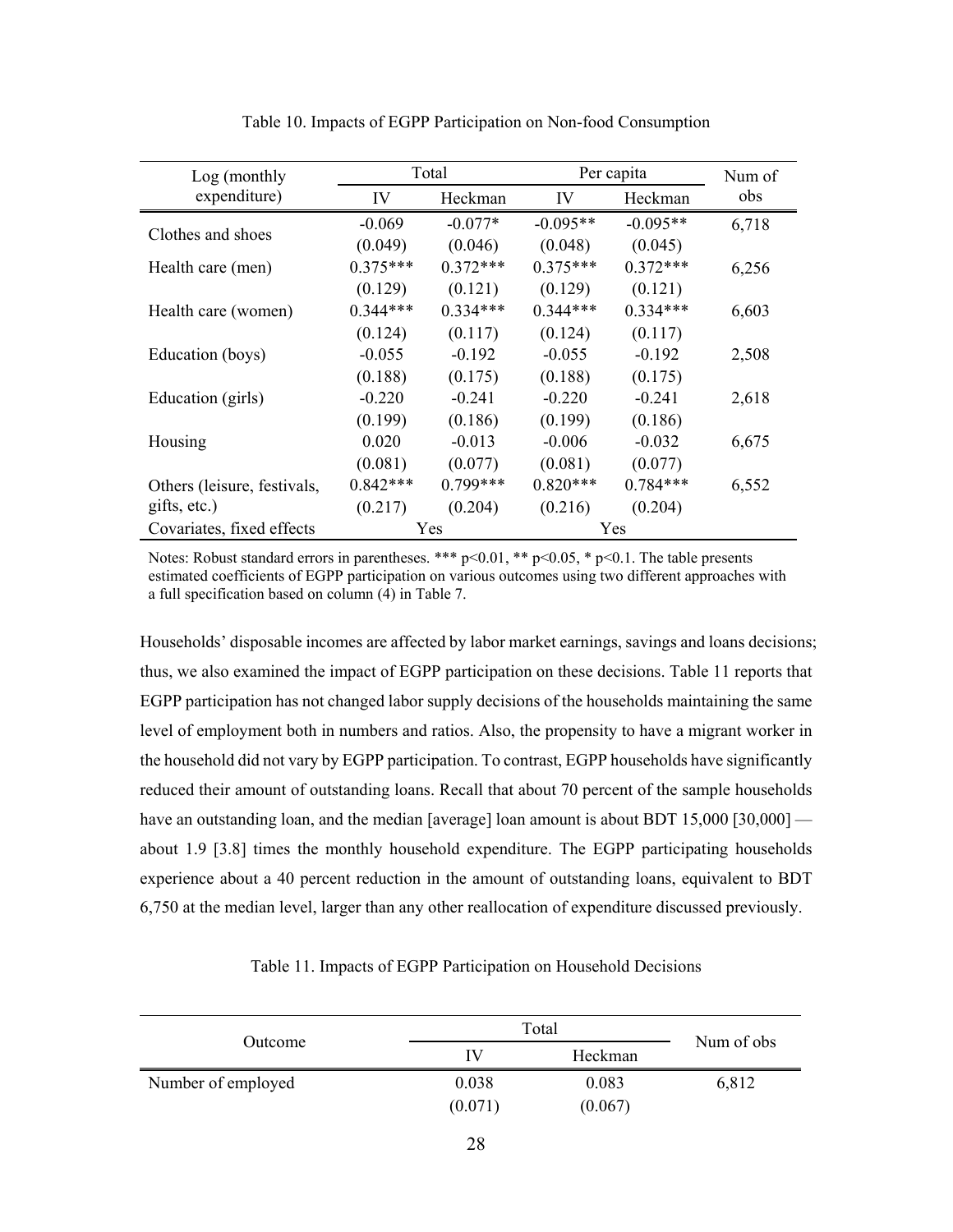Table 10. Impacts of EGPP Participation on Non-food Consumption

| Log (monthly expenditure) | Total | | Per capita | | Num of obs |
|---|---|---|---|---|---|
| | IV | Heckman | IV | Heckman | |
| Clothes and shoes | -0.069 | -0.077* | -0.095** | -0.095** | 6,718 |
| | (0.049) | (0.046) | (0.048) | (0.045) | |
| Health care (men) | 0.375*** | 0.372*** | 0.375*** | 0.372*** | 6,256 |
| | (0.129) | (0.121) | (0.129) | (0.121) | |
| Health care (women) | 0.344*** | 0.334*** | 0.344*** | 0.334*** | 6,603 |
| | (0.124) | (0.117) | (0.124) | (0.117) | |
| Education (boys) | -0.055 | -0.192 | -0.055 | -0.192 | 2,508 |
| | (0.188) | (0.175) | (0.188) | (0.175) | |
| Education (girls) | -0.220 | -0.241 | -0.220 | -0.241 | 2,618 |
| | (0.199) | (0.186) | (0.199) | (0.186) | |
| Housing | 0.020 | -0.013 | -0.006 | -0.032 | 6,675 |
| | (0.081) | (0.077) | (0.081) | (0.077) | |
| Others (leisure, festivals, gifts, etc.) | 0.842*** | 0.799*** | 0.820*** | 0.784*** | 6,552 |
| | (0.217) | (0.204) | (0.216) | (0.204) | |
| Covariates, fixed effects | Yes | | Yes | | |

Notes: Robust standard errors in parentheses. *** p<0.01, ** p<0.05, * p<0.1. The table presents estimated coefficients of EGPP participation on various outcomes using two different approaches with a full specification based on column (4) in Table 7.

Households' disposable incomes are affected by labor market earnings, savings and loans decisions; thus, we also examined the impact of EGPP participation on these decisions. Table 11 reports that EGPP participation has not changed labor supply decisions of the households maintaining the same level of employment both in numbers and ratios. Also, the propensity to have a migrant worker in the household did not vary by EGPP participation. To contrast, EGPP households have significantly reduced their amount of outstanding loans. Recall that about 70 percent of the sample households have an outstanding loan, and the median [average] loan amount is about BDT 15,000 [30,000] — about 1.9 [3.8] times the monthly household expenditure. The EGPP participating households experience about a 40 percent reduction in the amount of outstanding loans, equivalent to BDT 6,750 at the median level, larger than any other reallocation of expenditure discussed previously.

Table 11. Impacts of EGPP Participation on Household Decisions

| Outcome | Total | | Num of obs |
|---|---|---|---|
| | IV | Heckman | |
| Number of employed | 0.038 | 0.083 | 6,812 |
| | (0.071) | (0.067) | |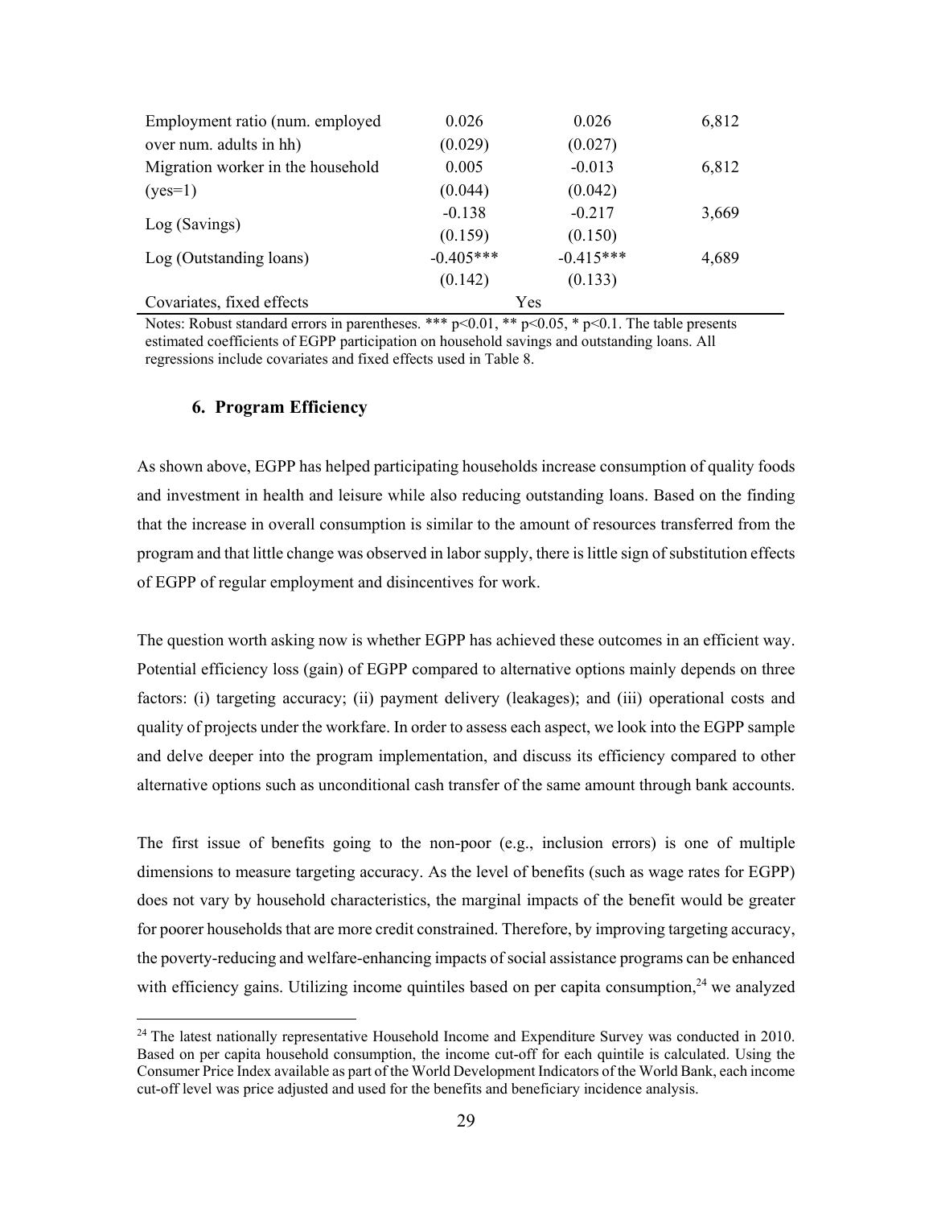| | | | |
|---|---|---|---|
| Employment ratio (num. employed over num. adults in hh) | 0.026 | 0.026 | 6,812 |
| | (0.029) | (0.027) | |
| Migration worker in the household (yes=1) | 0.005 | -0.013 | 6,812 |
| | (0.044) | (0.042) | |
| Log (Savings) | -0.138 | -0.217 | 3,669 |
| | (0.159) | (0.150) | |
| Log (Outstanding loans) | -0.405*** | -0.415*** | 4,689 |
| | (0.142) | (0.133) | |
| Covariates, fixed effects | Yes | | |

Notes: Robust standard errors in parentheses. *** p<0.01, ** p<0.05, * p<0.1. The table presents estimated coefficients of EGPP participation on household savings and outstanding loans. All regressions include covariates and fixed effects used in Table 8.

### 6. Program Efficiency

As shown above, EGPP has helped participating households increase consumption of quality foods and investment in health and leisure while also reducing outstanding loans. Based on the finding that the increase in overall consumption is similar to the amount of resources transferred from the program and that little change was observed in labor supply, there is little sign of substitution effects of EGPP of regular employment and disincentives for work.

The question worth asking now is whether EGPP has achieved these outcomes in an efficient way. Potential efficiency loss (gain) of EGPP compared to alternative options mainly depends on three factors: (i) targeting accuracy; (ii) payment delivery (leakages); and (iii) operational costs and quality of projects under the workfare. In order to assess each aspect, we look into the EGPP sample and delve deeper into the program implementation, and discuss its efficiency compared to other alternative options such as unconditional cash transfer of the same amount through bank accounts.

The first issue of benefits going to the non-poor (e.g., inclusion errors) is one of multiple dimensions to measure targeting accuracy. As the level of benefits (such as wage rates for EGPP) does not vary by household characteristics, the marginal impacts of the benefit would be greater for poorer households that are more credit constrained. Therefore, by improving targeting accuracy, the poverty-reducing and welfare-enhancing impacts of social assistance programs can be enhanced with efficiency gains. Utilizing income quintiles based on per capita consumption,[24] we analyzed

[24] The latest nationally representative Household Income and Expenditure Survey was conducted in 2010. Based on per capita household consumption, the income cut-off for each quintile is calculated. Using the Consumer Price Index available as part of the World Development Indicators of the World Bank, each income cut-off level was price adjusted and used for the benefits and beneficiary incidence analysis.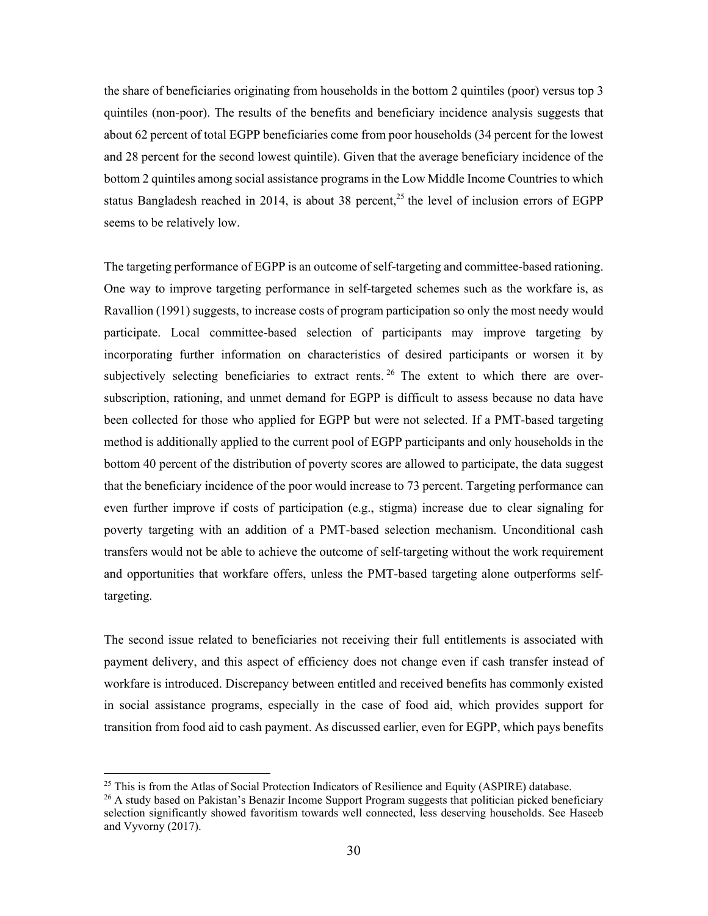the share of beneficiaries originating from households in the bottom 2 quintiles (poor) versus top 3 quintiles (non-poor). The results of the benefits and beneficiary incidence analysis suggests that about 62 percent of total EGPP beneficiaries come from poor households (34 percent for the lowest and 28 percent for the second lowest quintile). Given that the average beneficiary incidence of the bottom 2 quintiles among social assistance programs in the Low Middle Income Countries to which status Bangladesh reached in 2014, is about 38 percent,[25] the level of inclusion errors of EGPP seems to be relatively low.

The targeting performance of EGPP is an outcome of self-targeting and committee-based rationing. One way to improve targeting performance in self-targeted schemes such as the workfare is, as Ravallion (1991) suggests, to increase costs of program participation so only the most needy would participate. Local committee-based selection of participants may improve targeting by incorporating further information on characteristics of desired participants or worsen it by subjectively selecting beneficiaries to extract rents.[26] The extent to which there are over-subscription, rationing, and unmet demand for EGPP is difficult to assess because no data have been collected for those who applied for EGPP but were not selected. If a PMT-based targeting method is additionally applied to the current pool of EGPP participants and only households in the bottom 40 percent of the distribution of poverty scores are allowed to participate, the data suggest that the beneficiary incidence of the poor would increase to 73 percent. Targeting performance can even further improve if costs of participation (e.g., stigma) increase due to clear signaling for poverty targeting with an addition of a PMT-based selection mechanism. Unconditional cash transfers would not be able to achieve the outcome of self-targeting without the work requirement and opportunities that workfare offers, unless the PMT-based targeting alone outperforms self-targeting.

The second issue related to beneficiaries not receiving their full entitlements is associated with payment delivery, and this aspect of efficiency does not change even if cash transfer instead of workfare is introduced. Discrepancy between entitled and received benefits has commonly existed in social assistance programs, especially in the case of food aid, which provides support for transition from food aid to cash payment. As discussed earlier, even for EGPP, which pays benefits

[25] This is from the Atlas of Social Protection Indicators of Resilience and Equity (ASPIRE) database.

[26] A study based on Pakistan's Benazir Income Support Program suggests that politician picked beneficiary selection significantly showed favoritism towards well connected, less deserving households. See Haseeb and Vyvorny (2017).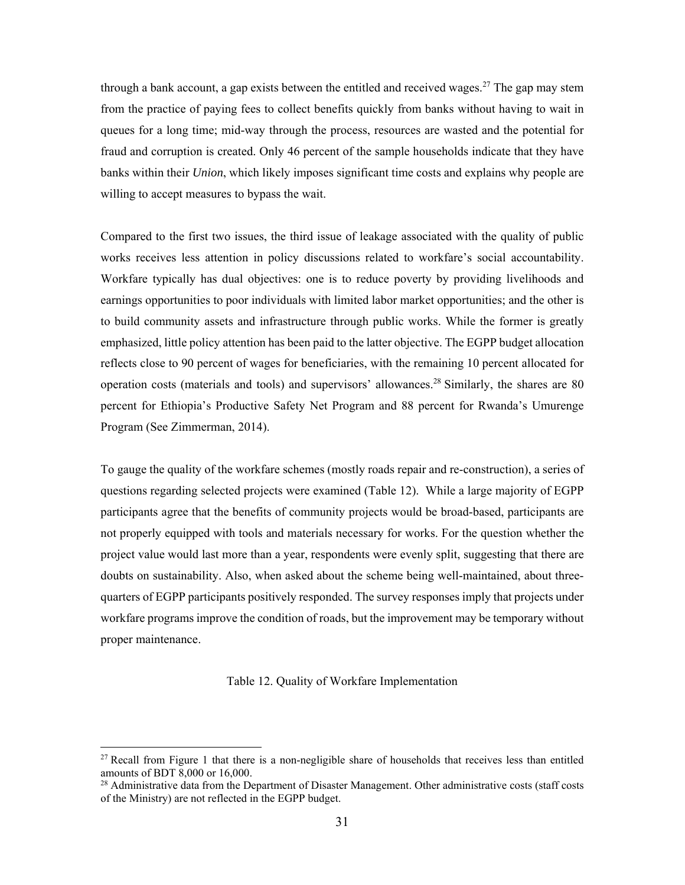through a bank account, a gap exists between the entitled and received wages.[27] The gap may stem from the practice of paying fees to collect benefits quickly from banks without having to wait in queues for a long time; mid-way through the process, resources are wasted and the potential for fraud and corruption is created. Only 46 percent of the sample households indicate that they have banks within their *Union*, which likely imposes significant time costs and explains why people are willing to accept measures to bypass the wait.

Compared to the first two issues, the third issue of leakage associated with the quality of public works receives less attention in policy discussions related to workfare's social accountability. Workfare typically has dual objectives: one is to reduce poverty by providing livelihoods and earnings opportunities to poor individuals with limited labor market opportunities; and the other is to build community assets and infrastructure through public works. While the former is greatly emphasized, little policy attention has been paid to the latter objective. The EGPP budget allocation reflects close to 90 percent of wages for beneficiaries, with the remaining 10 percent allocated for operation costs (materials and tools) and supervisors' allowances.[28] Similarly, the shares are 80 percent for Ethiopia's Productive Safety Net Program and 88 percent for Rwanda's Umurenge Program (See Zimmerman, 2014).

To gauge the quality of the workfare schemes (mostly roads repair and re-construction), a series of questions regarding selected projects were examined (Table 12). While a large majority of EGPP participants agree that the benefits of community projects would be broad-based, participants are not properly equipped with tools and materials necessary for works. For the question whether the project value would last more than a year, respondents were evenly split, suggesting that there are doubts on sustainability. Also, when asked about the scheme being well-maintained, about three-quarters of EGPP participants positively responded. The survey responses imply that projects under workfare programs improve the condition of roads, but the improvement may be temporary without proper maintenance.

Table 12. Quality of Workfare Implementation

[27] Recall from Figure 1 that there is a non-negligible share of households that receives less than entitled amounts of BDT 8,000 or 16,000.

[28] Administrative data from the Department of Disaster Management. Other administrative costs (staff costs of the Ministry) are not reflected in the EGPP budget.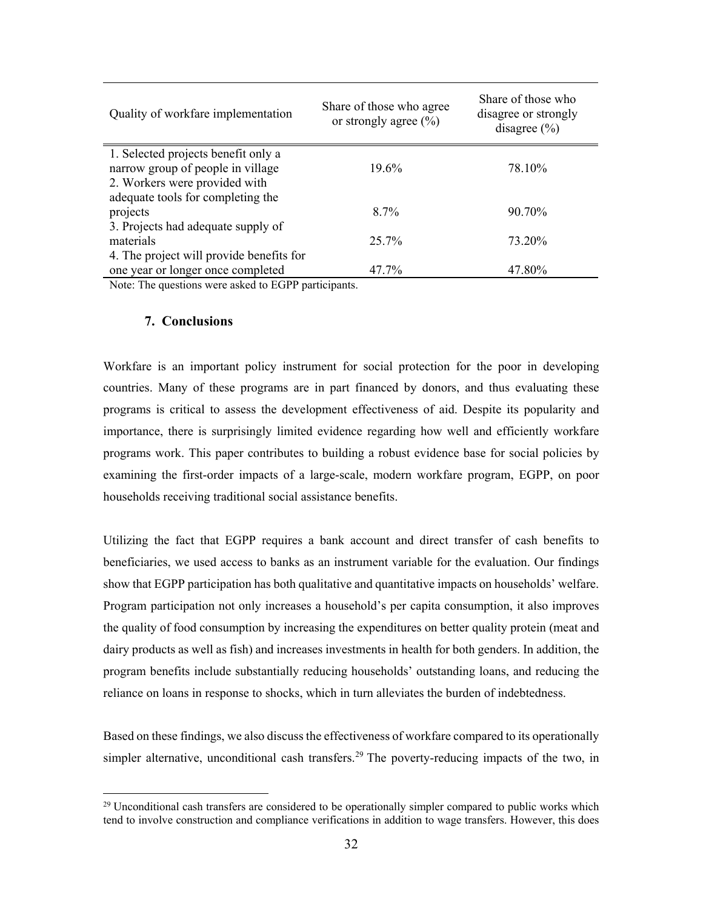| Quality of workfare implementation | Share of those who agree or strongly agree (%) | Share of those who disagree or strongly disagree (%) |
|---|---|---|
| 1. Selected projects benefit only a narrow group of people in village | 19.6% | 78.10% |
| 2. Workers were provided with adequate tools for completing the projects | 8.7% | 90.70% |
| 3. Projects had adequate supply of materials | 25.7% | 73.20% |
| 4. The project will provide benefits for one year or longer once completed | 47.7% | 47.80% |

Note: The questions were asked to EGPP participants.

## 7. Conclusions

Workfare is an important policy instrument for social protection for the poor in developing countries. Many of these programs are in part financed by donors, and thus evaluating these programs is critical to assess the development effectiveness of aid. Despite its popularity and importance, there is surprisingly limited evidence regarding how well and efficiently workfare programs work. This paper contributes to building a robust evidence base for social policies by examining the first-order impacts of a large-scale, modern workfare program, EGPP, on poor households receiving traditional social assistance benefits.

Utilizing the fact that EGPP requires a bank account and direct transfer of cash benefits to beneficiaries, we used access to banks as an instrument variable for the evaluation. Our findings show that EGPP participation has both qualitative and quantitative impacts on households' welfare. Program participation not only increases a household's per capita consumption, it also improves the quality of food consumption by increasing the expenditures on better quality protein (meat and dairy products as well as fish) and increases investments in health for both genders. In addition, the program benefits include substantially reducing households' outstanding loans, and reducing the reliance on loans in response to shocks, which in turn alleviates the burden of indebtedness.

Based on these findings, we also discuss the effectiveness of workfare compared to its operationally simpler alternative, unconditional cash transfers.[29] The poverty-reducing impacts of the two, in

[29] Unconditional cash transfers are considered to be operationally simpler compared to public works which tend to involve construction and compliance verifications in addition to wage transfers. However, this does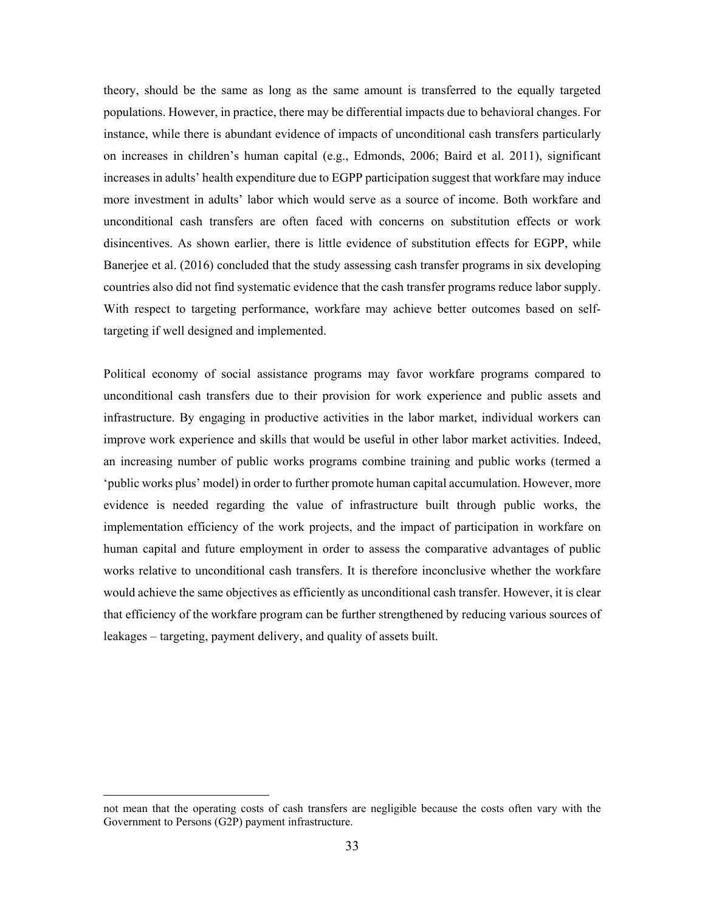theory, should be the same as long as the same amount is transferred to the equally targeted populations. However, in practice, there may be differential impacts due to behavioral changes. For instance, while there is abundant evidence of impacts of unconditional cash transfers particularly on increases in children's human capital (e.g., Edmonds, 2006; Baird et al. 2011), significant increases in adults' health expenditure due to EGPP participation suggest that workfare may induce more investment in adults' labor which would serve as a source of income. Both workfare and unconditional cash transfers are often faced with concerns on substitution effects or work disincentives. As shown earlier, there is little evidence of substitution effects for EGPP, while Banerjee et al. (2016) concluded that the study assessing cash transfer programs in six developing countries also did not find systematic evidence that the cash transfer programs reduce labor supply. With respect to targeting performance, workfare may achieve better outcomes based on self-targeting if well designed and implemented.

Political economy of social assistance programs may favor workfare programs compared to unconditional cash transfers due to their provision for work experience and public assets and infrastructure. By engaging in productive activities in the labor market, individual workers can improve work experience and skills that would be useful in other labor market activities. Indeed, an increasing number of public works programs combine training and public works (termed a 'public works plus' model) in order to further promote human capital accumulation. However, more evidence is needed regarding the value of infrastructure built through public works, the implementation efficiency of the work projects, and the impact of participation in workfare on human capital and future employment in order to assess the comparative advantages of public works relative to unconditional cash transfers. It is therefore inconclusive whether the workfare would achieve the same objectives as efficiently as unconditional cash transfer. However, it is clear that efficiency of the workfare program can be further strengthened by reducing various sources of leakages – targeting, payment delivery, and quality of assets built.

---

not mean that the operating costs of cash transfers are negligible because the costs often vary with the Government to Persons (G2P) payment infrastructure.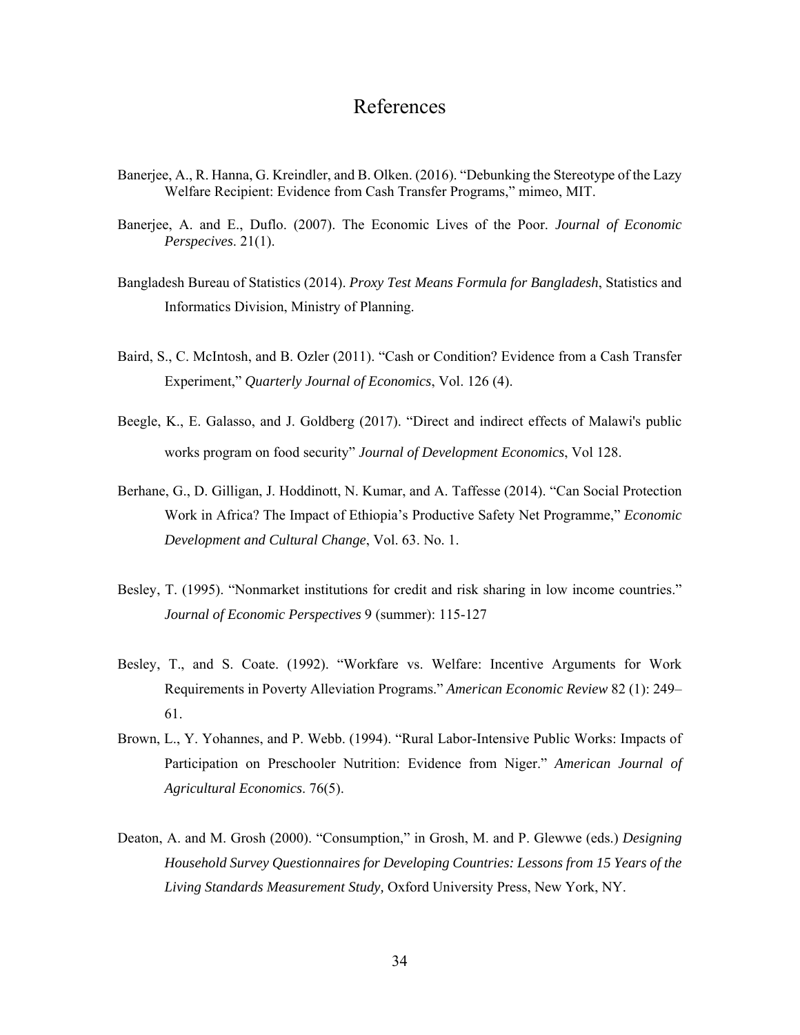# References

Banerjee, A., R. Hanna, G. Kreindler, and B. Olken. (2016). "Debunking the Stereotype of the Lazy Welfare Recipient: Evidence from Cash Transfer Programs," mimeo, MIT.

Banerjee, A. and E., Duflo. (2007). The Economic Lives of the Poor. *Journal of Economic Perspecives*. 21(1).

Bangladesh Bureau of Statistics (2014). *Proxy Test Means Formula for Bangladesh*, Statistics and Informatics Division, Ministry of Planning.

Baird, S., C. McIntosh, and B. Ozler (2011). "Cash or Condition? Evidence from a Cash Transfer Experiment," *Quarterly Journal of Economics*, Vol. 126 (4).

Beegle, K., E. Galasso, and J. Goldberg (2017). "Direct and indirect effects of Malawi's public works program on food security" *Journal of Development Economics*, Vol 128.

Berhane, G., D. Gilligan, J. Hoddinott, N. Kumar, and A. Taffesse (2014). "Can Social Protection Work in Africa? The Impact of Ethiopia's Productive Safety Net Programme," *Economic Development and Cultural Change*, Vol. 63. No. 1.

Besley, T. (1995). "Nonmarket institutions for credit and risk sharing in low income countries." *Journal of Economic Perspectives* 9 (summer): 115-127

Besley, T., and S. Coate. (1992). "Workfare vs. Welfare: Incentive Arguments for Work Requirements in Poverty Alleviation Programs." *American Economic Review* 82 (1): 249–61.

Brown, L., Y. Yohannes, and P. Webb. (1994). "Rural Labor-Intensive Public Works: Impacts of Participation on Preschooler Nutrition: Evidence from Niger." *American Journal of Agricultural Economics*. 76(5).

Deaton, A. and M. Grosh (2000). "Consumption," in Grosh, M. and P. Glewwe (eds.) *Designing Household Survey Questionnaires for Developing Countries: Lessons from 15 Years of the Living Standards Measurement Study,* Oxford University Press, New York, NY.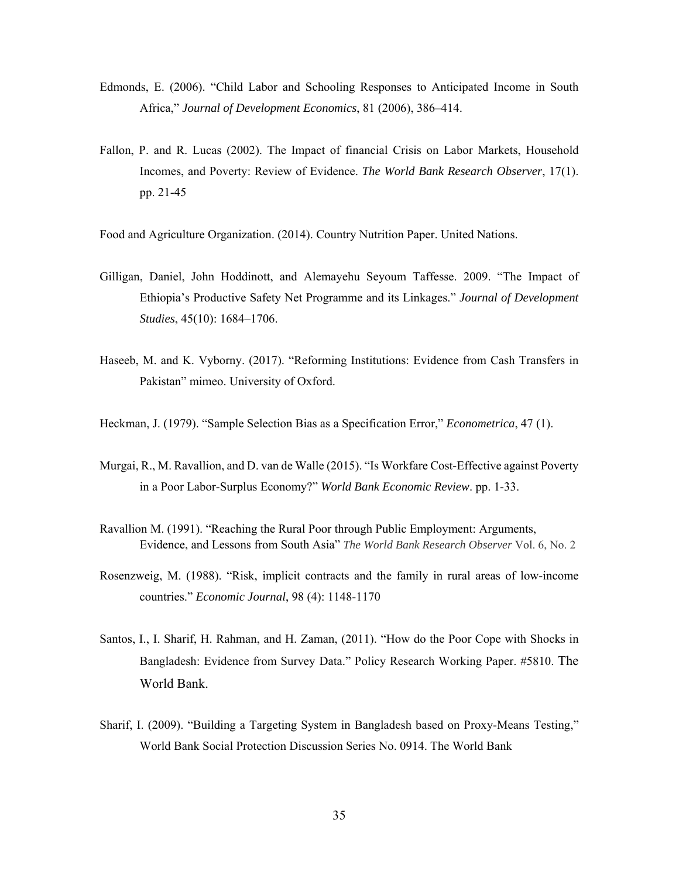Edmonds, E. (2006). “Child Labor and Schooling Responses to Anticipated Income in South Africa,” *Journal of Development Economics*, 81 (2006), 386–414.

Fallon, P. and R. Lucas (2002). The Impact of financial Crisis on Labor Markets, Household Incomes, and Poverty: Review of Evidence. *The World Bank Research Observer*, 17(1). pp. 21-45

Food and Agriculture Organization. (2014). Country Nutrition Paper. United Nations.

Gilligan, Daniel, John Hoddinott, and Alemayehu Seyoum Taffesse. 2009. “The Impact of Ethiopia’s Productive Safety Net Programme and its Linkages.” *Journal of Development Studies*, 45(10): 1684–1706.

Haseeb, M. and K. Vyborny. (2017). “Reforming Institutions: Evidence from Cash Transfers in Pakistan” mimeo. University of Oxford.

Heckman, J. (1979). “Sample Selection Bias as a Specification Error,” *Econometrica*, 47 (1).

Murgai, R., M. Ravallion, and D. van de Walle (2015). “Is Workfare Cost-Effective against Poverty in a Poor Labor-Surplus Economy?” *World Bank Economic Review*. pp. 1-33.

Ravallion M. (1991). “Reaching the Rural Poor through Public Employment: Arguments, Evidence, and Lessons from South Asia” *The World Bank Research Observer* Vol. 6, No. 2

Rosenzweig, M. (1988). “Risk, implicit contracts and the family in rural areas of low-income countries.” *Economic Journal*, 98 (4): 1148-1170

Santos, I., I. Sharif, H. Rahman, and H. Zaman, (2011). “How do the Poor Cope with Shocks in Bangladesh: Evidence from Survey Data.” Policy Research Working Paper. #5810. The World Bank.

Sharif, I. (2009). “Building a Targeting System in Bangladesh based on Proxy-Means Testing,” World Bank Social Protection Discussion Series No. 0914. The World Bank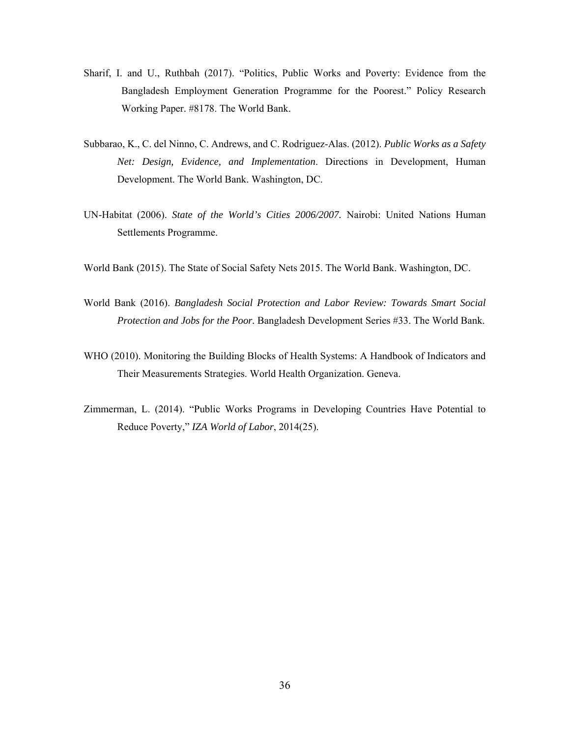Sharif, I. and U., Ruthbah (2017). "Politics, Public Works and Poverty: Evidence from the Bangladesh Employment Generation Programme for the Poorest." Policy Research Working Paper. #8178. The World Bank.

Subbarao, K., C. del Ninno, C. Andrews, and C. Rodriguez-Alas. (2012). *Public Works as a Safety Net: Design, Evidence, and Implementation*. Directions in Development, Human Development. The World Bank. Washington, DC.

UN-Habitat (2006). *State of the World's Cities 2006/2007.* Nairobi: United Nations Human Settlements Programme.

World Bank (2015). The State of Social Safety Nets 2015. The World Bank. Washington, DC.

World Bank (2016). *Bangladesh Social Protection and Labor Review: Towards Smart Social Protection and Jobs for the Poor*. Bangladesh Development Series #33. The World Bank.

WHO (2010). Monitoring the Building Blocks of Health Systems: A Handbook of Indicators and Their Measurements Strategies. World Health Organization. Geneva.

Zimmerman, L. (2014). "Public Works Programs in Developing Countries Have Potential to Reduce Poverty," *IZA World of Labor*, 2014(25).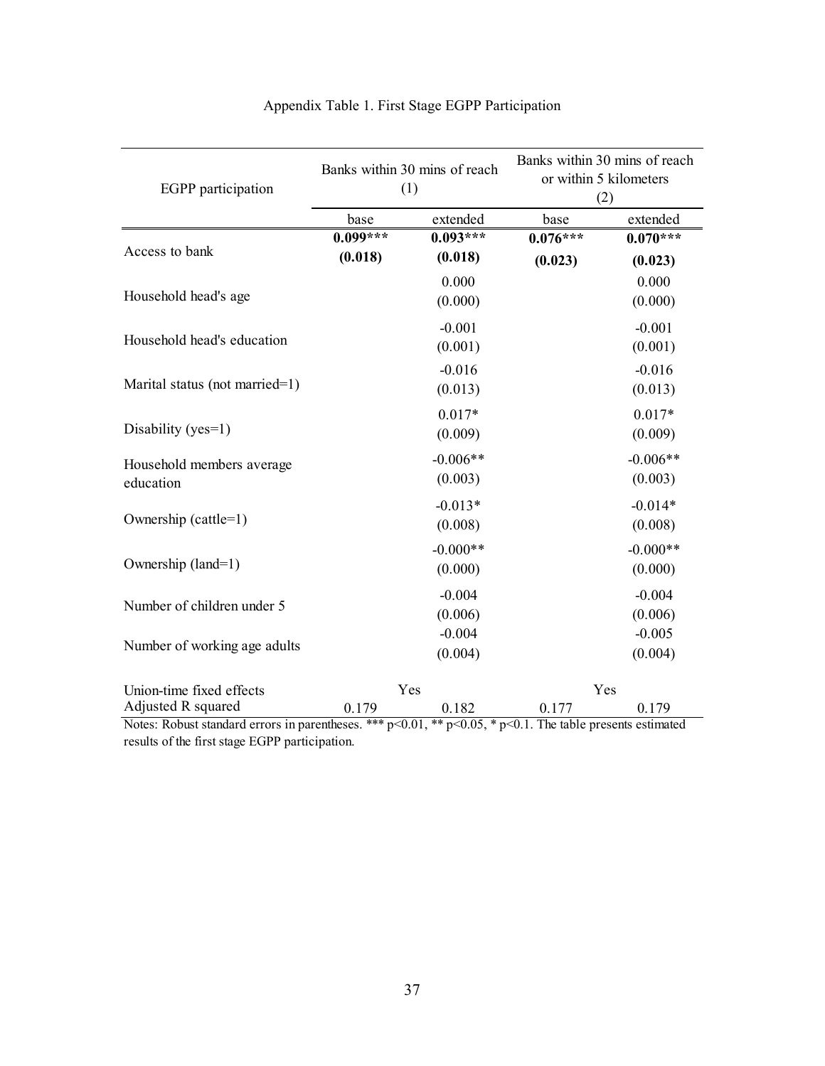Appendix Table 1. First Stage EGPP Participation

| EGPP participation | Banks within 30 mins of reach (1) | | Banks within 30 mins of reach or within 5 kilometers (2) | |
|---|---|---|---|---|
| | base | extended | base | extended |
| Access to bank | **0.099\*\*\*** | **0.093\*\*\*** | **0.076\*\*\*** | **0.070\*\*\*** |
| | **(0.018)** | **(0.018)** | **(0.023)** | **(0.023)** |
| Household head's age | | 0.000 | | 0.000 |
| | | (0.000) | | (0.000) |
| Household head's education | | -0.001 | | -0.001 |
| | | (0.001) | | (0.001) |
| Marital status (not married=1) | | -0.016 | | -0.016 |
| | | (0.013) | | (0.013) |
| Disability (yes=1) | | 0.017\* | | 0.017\* |
| | | (0.009) | | (0.009) |
| Household members average education | | -0.006\*\* | | -0.006\*\* |
| | | (0.003) | | (0.003) |
| Ownership (cattle=1) | | -0.013\* | | -0.014\* |
| | | (0.008) | | (0.008) |
| Ownership (land=1) | | -0.000\*\* | | -0.000\*\* |
| | | (0.000) | | (0.000) |
| Number of children under 5 | | -0.004 | | -0.004 |
| | | (0.006) | | (0.006) |
| Number of working age adults | | -0.004 | | -0.005 |
| | | (0.004) | | (0.004) |
| Union-time fixed effects | Yes | | Yes | |
| Adjusted R squared | 0.179 | 0.182 | 0.177 | 0.179 |

Notes: Robust standard errors in parentheses. \*\*\* $p<0.01$, \*\* $p<0.05$, \* $p<0.1$. The table presents estimated results of the first stage EGPP participation.